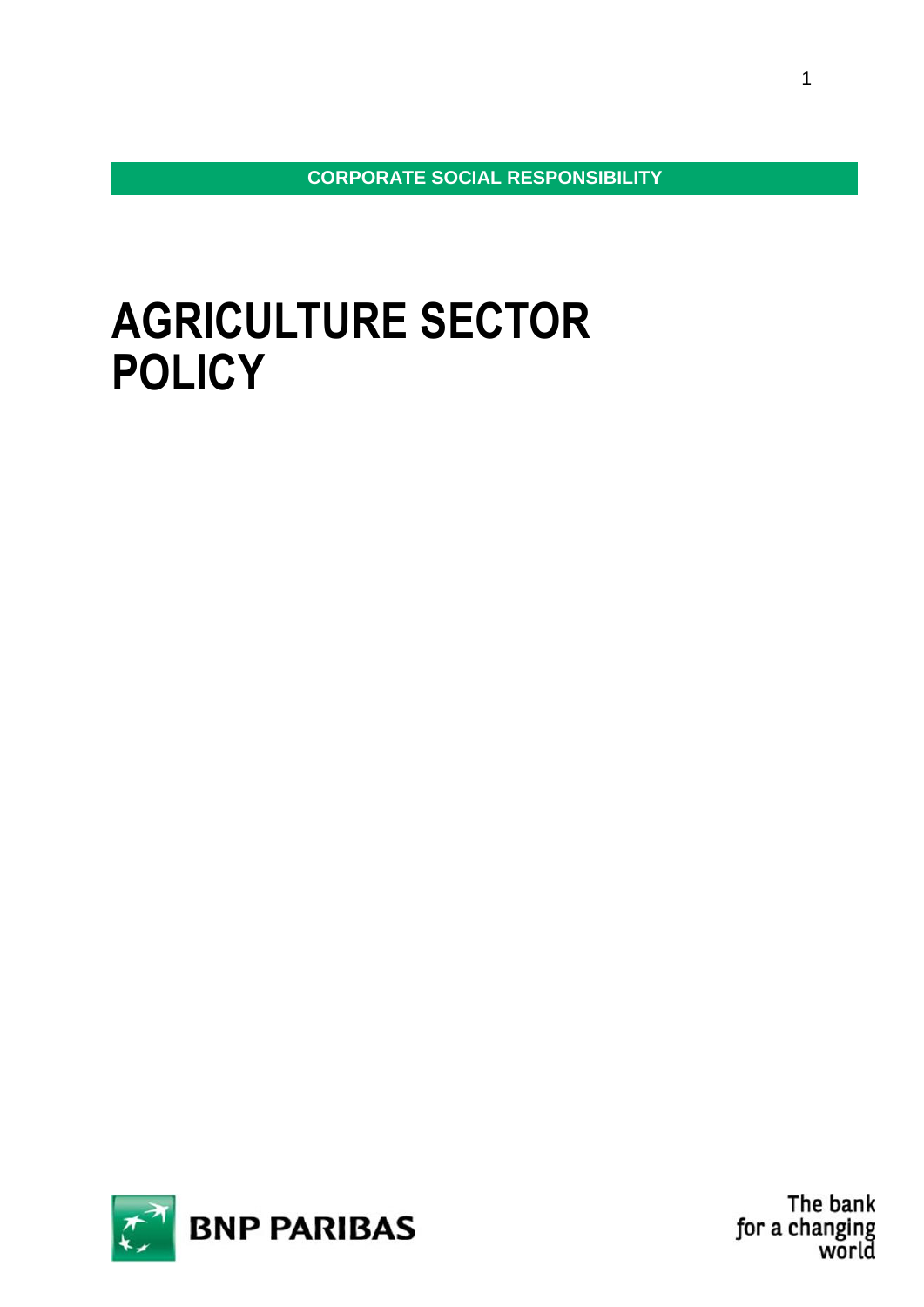CORPORATE SOCIAL RESPONSIBILITY

# AGRICULTURE SECTOR POLICY

BNP PARIBAS

The bank for a changing world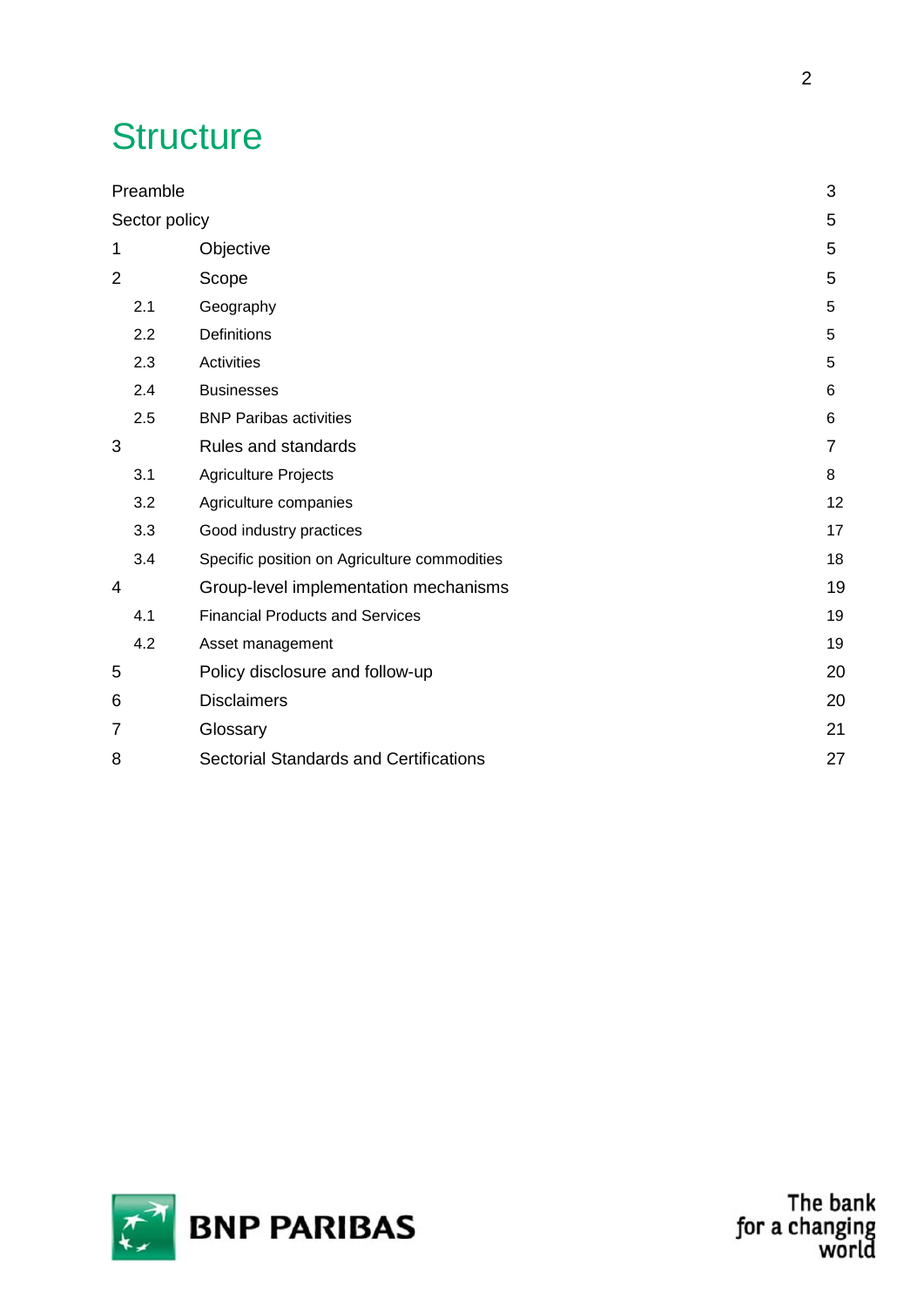# Structure

| | | |
|---|---|---|
| Preamble | | 3 |
| Sector policy | | 5 |
| 1 | Objective | 5 |
| 2 | Scope | 5 |
| 2.1 | Geography | 5 |
| 2.2 | Definitions | 5 |
| 2.3 | Activities | 5 |
| 2.4 | Businesses | 6 |
| 2.5 | BNP Paribas activities | 6 |
| 3 | Rules and standards | 7 |
| 3.1 | Agriculture Projects | 8 |
| 3.2 | Agriculture companies | 12 |
| 3.3 | Good industry practices | 17 |
| 3.4 | Specific position on Agriculture commodities | 18 |
| 4 | Group-level implementation mechanisms | 19 |
| 4.1 | Financial Products and Services | 19 |
| 4.2 | Asset management | 19 |
| 5 | Policy disclosure and follow-up | 20 |
| 6 | Disclaimers | 20 |
| 7 | Glossary | 21 |
| 8 | Sectorial Standards and Certifications | 27 |

BNP PARIBAS

The bank for a changing world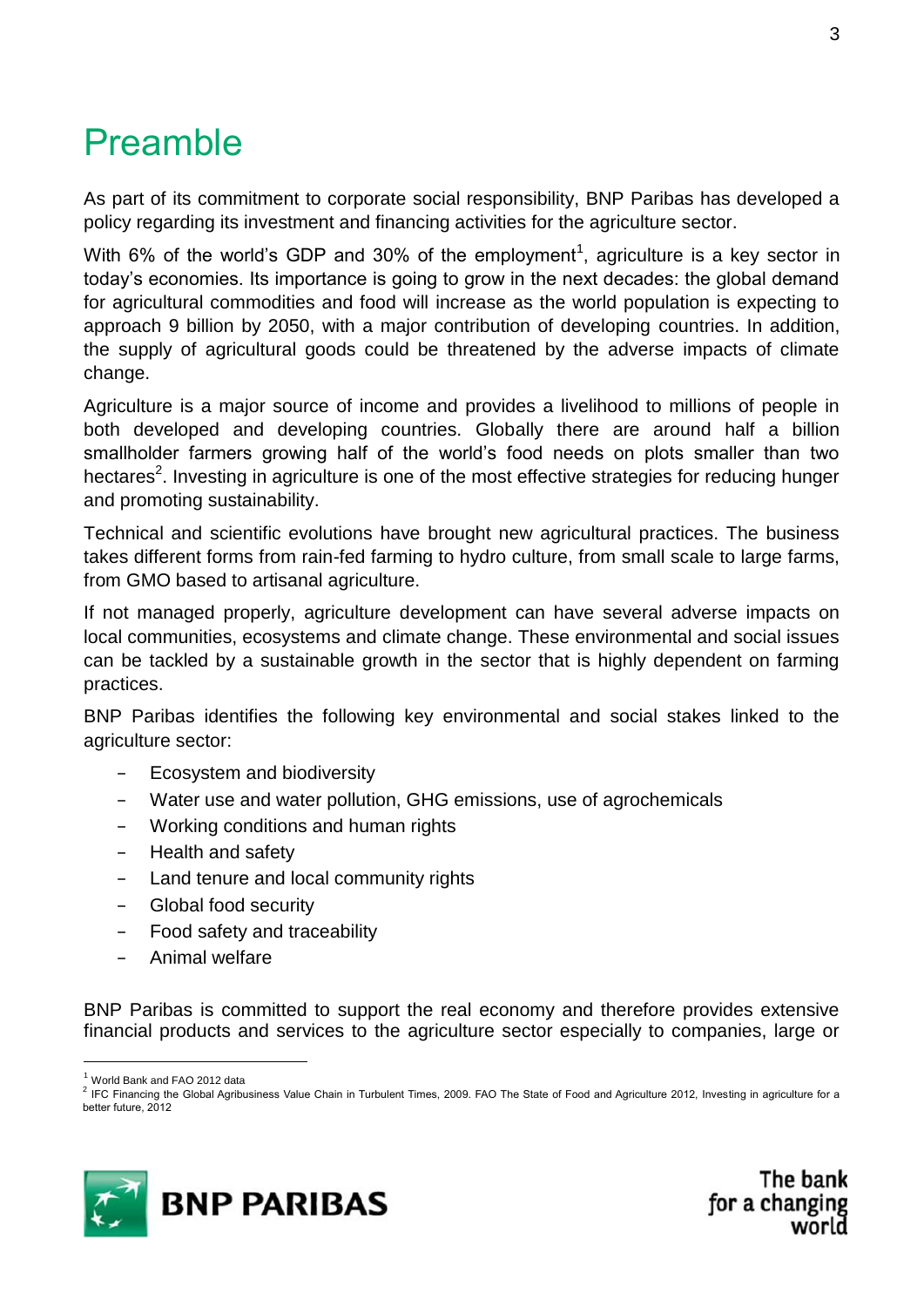# Preamble

As part of its commitment to corporate social responsibility, BNP Paribas has developed a policy regarding its investment and financing activities for the agriculture sector.

With 6% of the world's GDP and 30% of the employment[1], agriculture is a key sector in today's economies. Its importance is going to grow in the next decades: the global demand for agricultural commodities and food will increase as the world population is expecting to approach 9 billion by 2050, with a major contribution of developing countries. In addition, the supply of agricultural goods could be threatened by the adverse impacts of climate change.

Agriculture is a major source of income and provides a livelihood to millions of people in both developed and developing countries. Globally there are around half a billion smallholder farmers growing half of the world's food needs on plots smaller than two hectares[2]. Investing in agriculture is one of the most effective strategies for reducing hunger and promoting sustainability.

Technical and scientific evolutions have brought new agricultural practices. The business takes different forms from rain-fed farming to hydro culture, from small scale to large farms, from GMO based to artisanal agriculture.

If not managed properly, agriculture development can have several adverse impacts on local communities, ecosystems and climate change. These environmental and social issues can be tackled by a sustainable growth in the sector that is highly dependent on farming practices.

BNP Paribas identifies the following key environmental and social stakes linked to the agriculture sector:

- Ecosystem and biodiversity
- Water use and water pollution, GHG emissions, use of agrochemicals
- Working conditions and human rights
- Health and safety
- Land tenure and local community rights
- Global food security
- Food safety and traceability
- Animal welfare

BNP Paribas is committed to support the real economy and therefore provides extensive financial products and services to the agriculture sector especially to companies, large or

[1] World Bank and FAO 2012 data

[2] IFC Financing the Global Agribusiness Value Chain in Turbulent Times, 2009. FAO The State of Food and Agriculture 2012, Investing in agriculture for a better future, 2012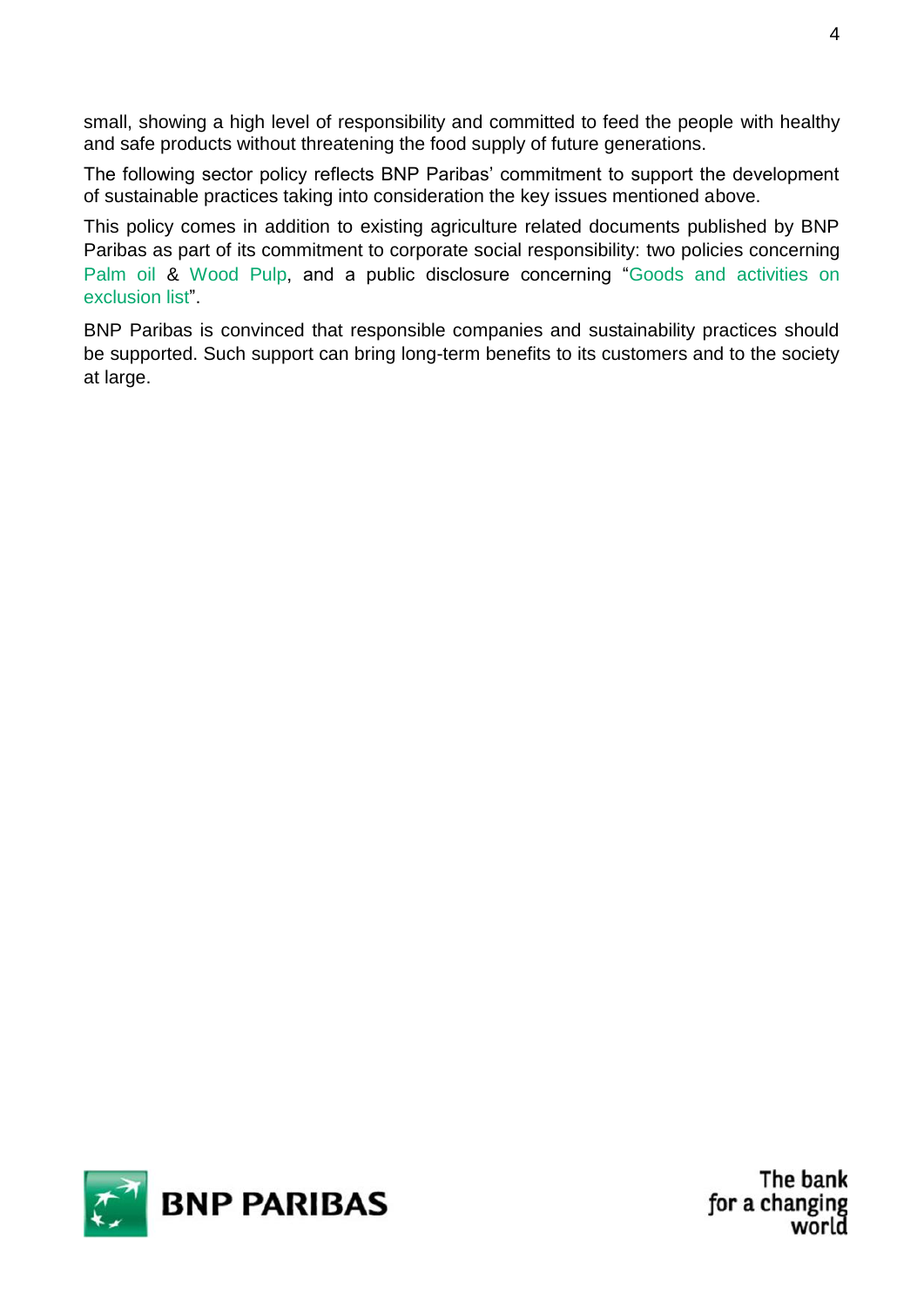small, showing a high level of responsibility and committed to feed the people with healthy and safe products without threatening the food supply of future generations.

The following sector policy reflects BNP Paribas' commitment to support the development of sustainable practices taking into consideration the key issues mentioned above.

This policy comes in addition to existing agriculture related documents published by BNP Paribas as part of its commitment to corporate social responsibility: two policies concerning Palm oil & Wood Pulp, and a public disclosure concerning "Goods and activities on exclusion list".

BNP Paribas is convinced that responsible companies and sustainability practices should be supported. Such support can bring long-term benefits to its customers and to the society at large.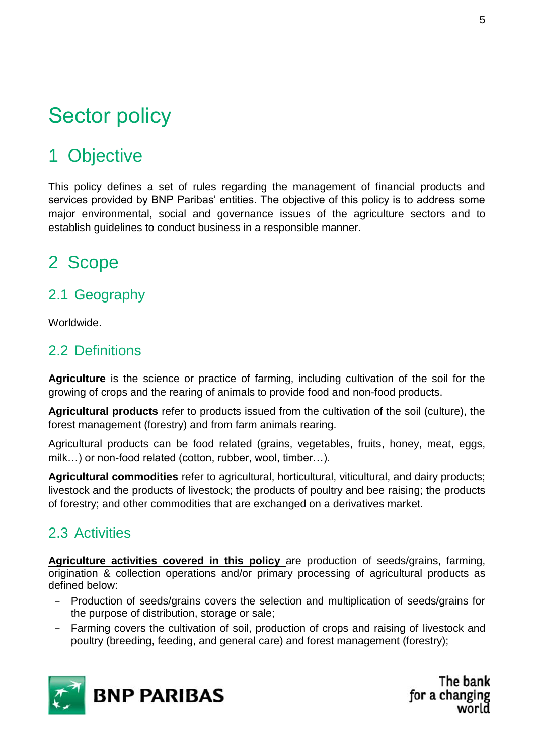# Sector policy

## 1 Objective

This policy defines a set of rules regarding the management of financial products and services provided by BNP Paribas' entities. The objective of this policy is to address some major environmental, social and governance issues of the agriculture sectors and to establish guidelines to conduct business in a responsible manner.

## 2 Scope

### 2.1 Geography

Worldwide.

### 2.2 Definitions

**Agriculture** is the science or practice of farming, including cultivation of the soil for the growing of crops and the rearing of animals to provide food and non-food products.

**Agricultural products** refer to products issued from the cultivation of the soil (culture), the forest management (forestry) and from farm animals rearing.

Agricultural products can be food related (grains, vegetables, fruits, honey, meat, eggs, milk…) or non-food related (cotton, rubber, wool, timber…).

**Agricultural commodities** refer to agricultural, horticultural, viticultural, and dairy products; livestock and the products of livestock; the products of poultry and bee raising; the products of forestry; and other commodities that are exchanged on a derivatives market.

### 2.3 Activities

**Agriculture activities covered in this policy** are production of seeds/grains, farming, origination & collection operations and/or primary processing of agricultural products as defined below:

- Production of seeds/grains covers the selection and multiplication of seeds/grains for the purpose of distribution, storage or sale;
- Farming covers the cultivation of soil, production of crops and raising of livestock and poultry (breeding, feeding, and general care) and forest management (forestry);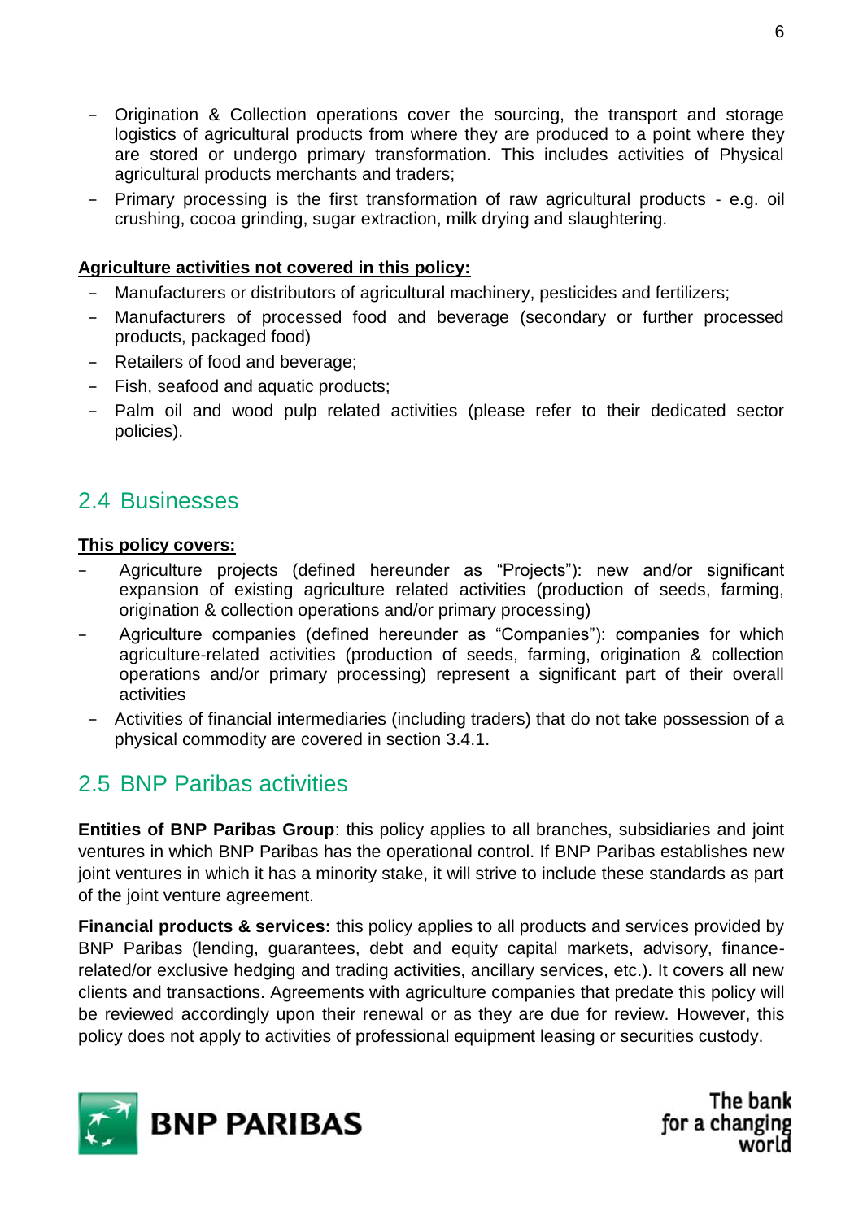- Origination & Collection operations cover the sourcing, the transport and storage logistics of agricultural products from where they are produced to a point where they are stored or undergo primary transformation. This includes activities of Physical agricultural products merchants and traders;
- Primary processing is the first transformation of raw agricultural products - e.g. oil crushing, cocoa grinding, sugar extraction, milk drying and slaughtering.

**Agriculture activities not covered in this policy:**

- Manufacturers or distributors of agricultural machinery, pesticides and fertilizers;
- Manufacturers of processed food and beverage (secondary or further processed products, packaged food)
- Retailers of food and beverage;
- Fish, seafood and aquatic products;
- Palm oil and wood pulp related activities (please refer to their dedicated sector policies).

## 2.4 Businesses

**This policy covers:**

- Agriculture projects (defined hereunder as "Projects"): new and/or significant expansion of existing agriculture related activities (production of seeds, farming, origination & collection operations and/or primary processing)
- Agriculture companies (defined hereunder as "Companies"): companies for which agriculture-related activities (production of seeds, farming, origination & collection operations and/or primary processing) represent a significant part of their overall activities
- Activities of financial intermediaries (including traders) that do not take possession of a physical commodity are covered in section 3.4.1.

## 2.5 BNP Paribas activities

**Entities of BNP Paribas Group**: this policy applies to all branches, subsidiaries and joint ventures in which BNP Paribas has the operational control. If BNP Paribas establishes new joint ventures in which it has a minority stake, it will strive to include these standards as part of the joint venture agreement.

**Financial products & services:** this policy applies to all products and services provided by BNP Paribas (lending, guarantees, debt and equity capital markets, advisory, finance-related/or exclusive hedging and trading activities, ancillary services, etc.). It covers all new clients and transactions. Agreements with agriculture companies that predate this policy will be reviewed accordingly upon their renewal or as they are due for review. However, this policy does not apply to activities of professional equipment leasing or securities custody.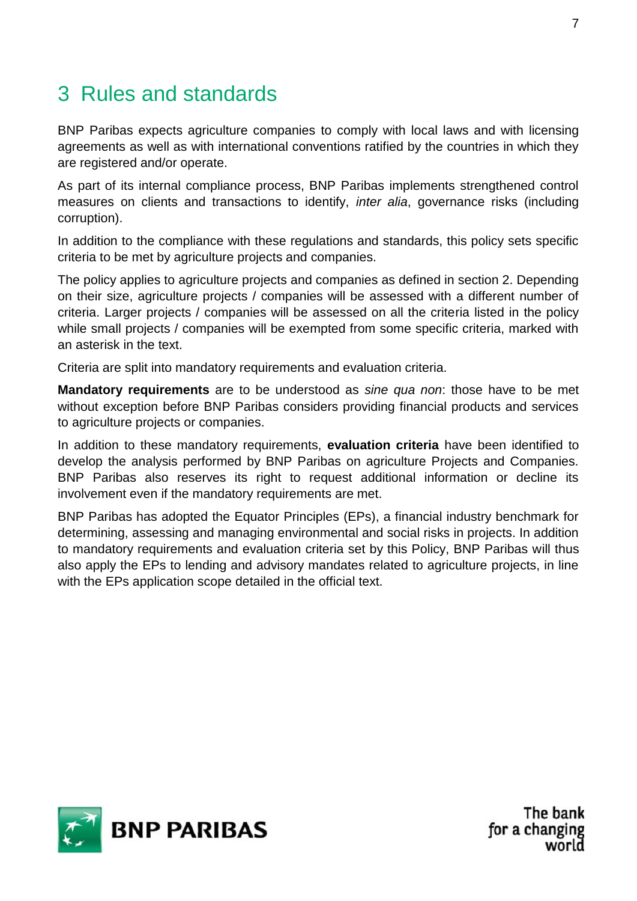# 3 Rules and standards

BNP Paribas expects agriculture companies to comply with local laws and with licensing agreements as well as with international conventions ratified by the countries in which they are registered and/or operate.

As part of its internal compliance process, BNP Paribas implements strengthened control measures on clients and transactions to identify, *inter alia*, governance risks (including corruption).

In addition to the compliance with these regulations and standards, this policy sets specific criteria to be met by agriculture projects and companies.

The policy applies to agriculture projects and companies as defined in section 2. Depending on their size, agriculture projects / companies will be assessed with a different number of criteria. Larger projects / companies will be assessed on all the criteria listed in the policy while small projects / companies will be exempted from some specific criteria, marked with an asterisk in the text.

Criteria are split into mandatory requirements and evaluation criteria.

**Mandatory requirements** are to be understood as *sine qua non*: those have to be met without exception before BNP Paribas considers providing financial products and services to agriculture projects or companies.

In addition to these mandatory requirements, **evaluation criteria** have been identified to develop the analysis performed by BNP Paribas on agriculture Projects and Companies. BNP Paribas also reserves its right to request additional information or decline its involvement even if the mandatory requirements are met.

BNP Paribas has adopted the Equator Principles (EPs), a financial industry benchmark for determining, assessing and managing environmental and social risks in projects. In addition to mandatory requirements and evaluation criteria set by this Policy, BNP Paribas will thus also apply the EPs to lending and advisory mandates related to agriculture projects, in line with the EPs application scope detailed in the official text.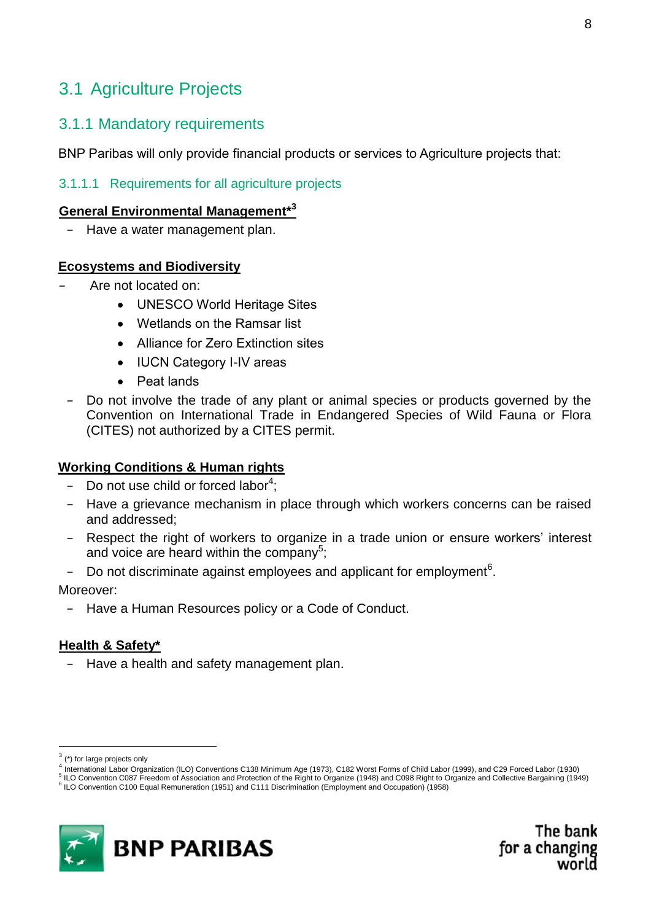## 3.1 Agriculture Projects

### 3.1.1 Mandatory requirements

BNP Paribas will only provide financial products or services to Agriculture projects that:

#### 3.1.1.1 Requirements for all agriculture projects

**General Environmental Management***[3]

- Have a water management plan.

**Ecosystems and Biodiversity**

- Are not located on:
  - UNESCO World Heritage Sites
  - Wetlands on the Ramsar list
  - Alliance for Zero Extinction sites
  - IUCN Category I-IV areas
  - Peat lands
- Do not involve the trade of any plant or animal species or products governed by the Convention on International Trade in Endangered Species of Wild Fauna or Flora (CITES) not authorized by a CITES permit.

**Working Conditions & Human rights**

- Do not use child or forced labor[4];
- Have a grievance mechanism in place through which workers concerns can be raised and addressed;
- Respect the right of workers to organize in a trade union or ensure workers' interest and voice are heard within the company[5];
- Do not discriminate against employees and applicant for employment[6].

Moreover:

- Have a Human Resources policy or a Code of Conduct.

**Health & Safety***

- Have a health and safety management plan.

---

[3] (*) for large projects only

[4] International Labor Organization (ILO) Conventions C138 Minimum Age (1973), C182 Worst Forms of Child Labor (1999), and C29 Forced Labor (1930)

[5] ILO Convention C087 Freedom of Association and Protection of the Right to Organize (1948) and C098 Right to Organize and Collective Bargaining (1949)

[6] ILO Convention C100 Equal Remuneration (1951) and C111 Discrimination (Employment and Occupation) (1958)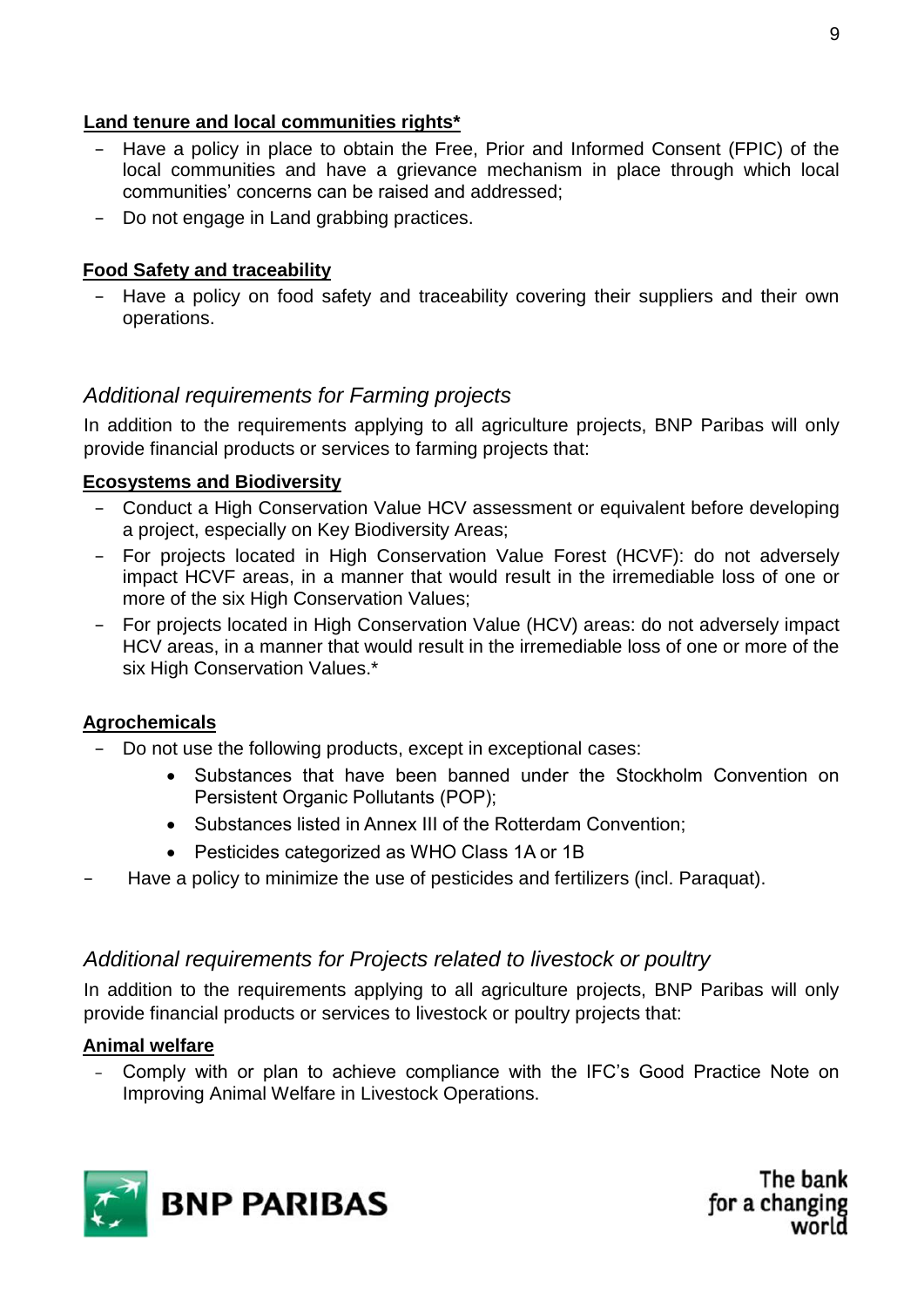**Land tenure and local communities rights***

- Have a policy in place to obtain the Free, Prior and Informed Consent (FPIC) of the local communities and have a grievance mechanism in place through which local communities' concerns can be raised and addressed;
- Do not engage in Land grabbing practices.

**Food Safety and traceability**

- Have a policy on food safety and traceability covering their suppliers and their own operations.

## *Additional requirements for Farming projects*

In addition to the requirements applying to all agriculture projects, BNP Paribas will only provide financial products or services to farming projects that:

**Ecosystems and Biodiversity**

- Conduct a High Conservation Value HCV assessment or equivalent before developing a project, especially on Key Biodiversity Areas;
- For projects located in High Conservation Value Forest (HCVF): do not adversely impact HCVF areas, in a manner that would result in the irremediable loss of one or more of the six High Conservation Values;
- For projects located in High Conservation Value (HCV) areas: do not adversely impact HCV areas, in a manner that would result in the irremediable loss of one or more of the six High Conservation Values.*

**Agrochemicals**

- Do not use the following products, except in exceptional cases:
    - Substances that have been banned under the Stockholm Convention on Persistent Organic Pollutants (POP);
    - Substances listed in Annex III of the Rotterdam Convention;
    - Pesticides categorized as WHO Class 1A or 1B
- Have a policy to minimize the use of pesticides and fertilizers (incl. Paraquat).

## *Additional requirements for Projects related to livestock or poultry*

In addition to the requirements applying to all agriculture projects, BNP Paribas will only provide financial products or services to livestock or poultry projects that:

**Animal welfare**

- Comply with or plan to achieve compliance with the IFC's Good Practice Note on Improving Animal Welfare in Livestock Operations.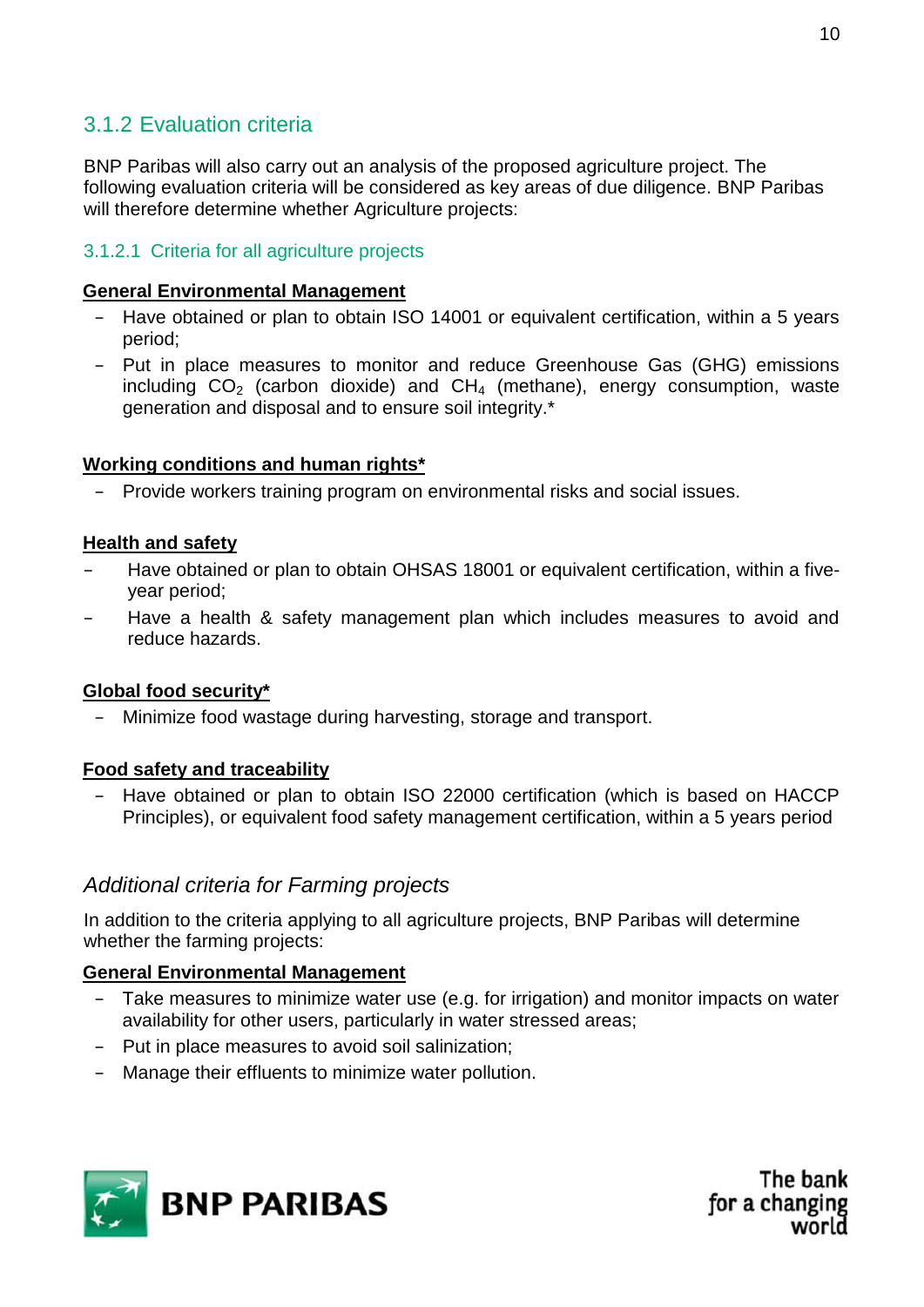### 3.1.2 Evaluation criteria

BNP Paribas will also carry out an analysis of the proposed agriculture project. The following evaluation criteria will be considered as key areas of due diligence. BNP Paribas will therefore determine whether Agriculture projects:

#### 3.1.2.1 Criteria for all agriculture projects

**General Environmental Management**

- Have obtained or plan to obtain ISO 14001 or equivalent certification, within a 5 years period;
- Put in place measures to monitor and reduce Greenhouse Gas (GHG) emissions including $CO_2$ (carbon dioxide) and $CH_4$ (methane), energy consumption, waste generation and disposal and to ensure soil integrity.*

**Working conditions and human rights***

- Provide workers training program on environmental risks and social issues.

**Health and safety**

- Have obtained or plan to obtain OHSAS 18001 or equivalent certification, within a five-year period;
- Have a health & safety management plan which includes measures to avoid and reduce hazards.

**Global food security***

- Minimize food wastage during harvesting, storage and transport.

**Food safety and traceability**

- Have obtained or plan to obtain ISO 22000 certification (which is based on HACCP Principles), or equivalent food safety management certification, within a 5 years period

#### *Additional criteria for Farming projects*

In addition to the criteria applying to all agriculture projects, BNP Paribas will determine whether the farming projects:

**General Environmental Management**

- Take measures to minimize water use (e.g. for irrigation) and monitor impacts on water availability for other users, particularly in water stressed areas;
- Put in place measures to avoid soil salinization;
- Manage their effluents to minimize water pollution.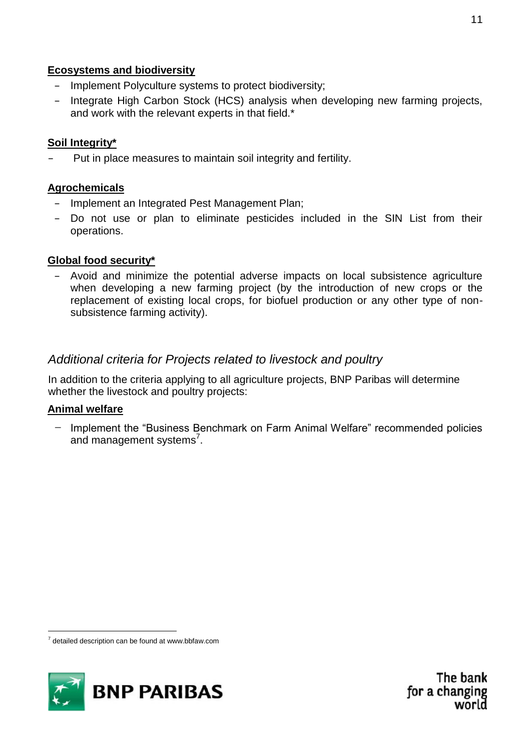**Ecosystems and biodiversity**

- Implement Polyculture systems to protect biodiversity;
- Integrate High Carbon Stock (HCS) analysis when developing new farming projects, and work with the relevant experts in that field.*

**Soil Integrity***

- Put in place measures to maintain soil integrity and fertility.

**Agrochemicals**

- Implement an Integrated Pest Management Plan;
- Do not use or plan to eliminate pesticides included in the SIN List from their operations.

**Global food security***

- Avoid and minimize the potential adverse impacts on local subsistence agriculture when developing a new farming project (by the introduction of new crops or the replacement of existing local crops, for biofuel production or any other type of non-subsistence farming activity).

## *Additional criteria for Projects related to livestock and poultry*

In addition to the criteria applying to all agriculture projects, BNP Paribas will determine whether the livestock and poultry projects:

**Animal welfare**

- Implement the "Business Benchmark on Farm Animal Welfare" recommended policies and management systems[7].

---

[7] detailed description can be found at www.bbfaw.com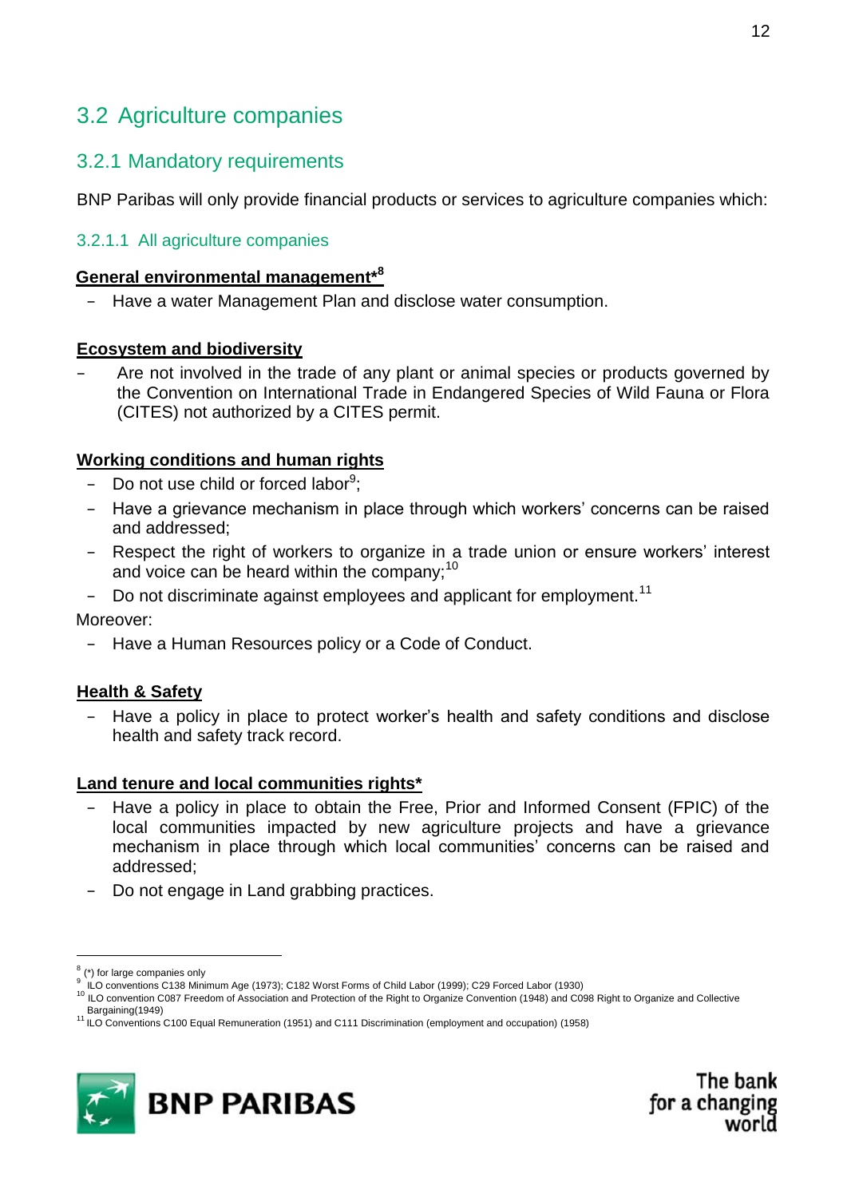## 3.2 Agriculture companies

### 3.2.1 Mandatory requirements

BNP Paribas will only provide financial products or services to agriculture companies which:

#### 3.2.1.1 All agriculture companies

**General environmental management*[8]**

- Have a water Management Plan and disclose water consumption.

**Ecosystem and biodiversity**

- Are not involved in the trade of any plant or animal species or products governed by the Convention on International Trade in Endangered Species of Wild Fauna or Flora (CITES) not authorized by a CITES permit.

**Working conditions and human rights**

- Do not use child or forced labor[9];
- Have a grievance mechanism in place through which workers' concerns can be raised and addressed;
- Respect the right of workers to organize in a trade union or ensure workers' interest and voice can be heard within the company;[10]
- Do not discriminate against employees and applicant for employment.[11]

Moreover:

- Have a Human Resources policy or a Code of Conduct.

**Health & Safety**

- Have a policy in place to protect worker's health and safety conditions and disclose health and safety track record.

**Land tenure and local communities rights***

- Have a policy in place to obtain the Free, Prior and Informed Consent (FPIC) of the local communities impacted by new agriculture projects and have a grievance mechanism in place through which local communities' concerns can be raised and addressed;
- Do not engage in Land grabbing practices.

---

[8] (*) for large companies only

[9] ILO conventions C138 Minimum Age (1973); C182 Worst Forms of Child Labor (1999); C29 Forced Labor (1930)

[10] ILO convention C087 Freedom of Association and Protection of the Right to Organize Convention (1948) and C098 Right to Organize and Collective Bargaining(1949)

[11] ILO Conventions C100 Equal Remuneration (1951) and C111 Discrimination (employment and occupation) (1958)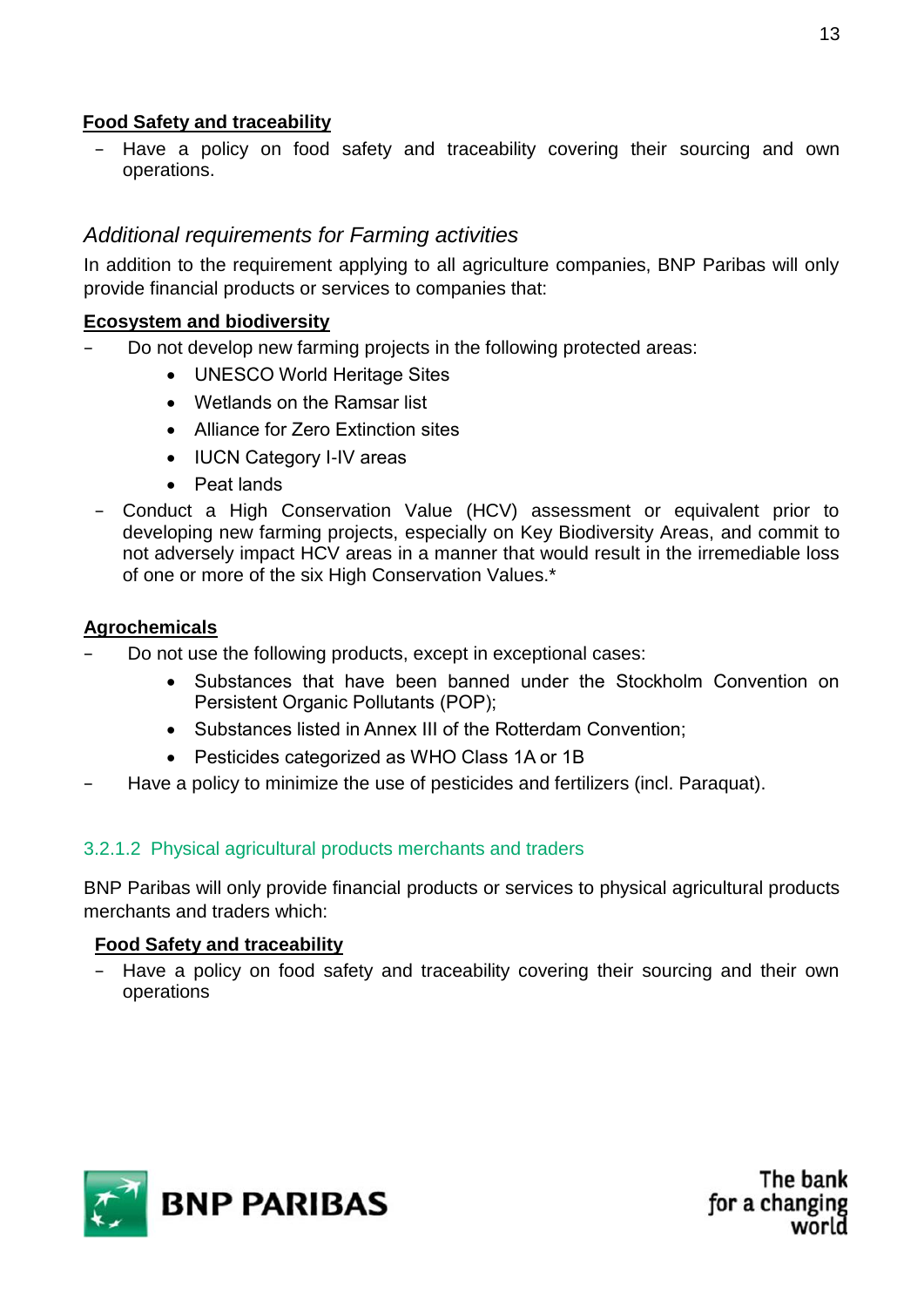**Food Safety and traceability**

- Have a policy on food safety and traceability covering their sourcing and own operations.

### *Additional requirements for Farming activities*

In addition to the requirement applying to all agriculture companies, BNP Paribas will only provide financial products or services to companies that:

**Ecosystem and biodiversity**

- Do not develop new farming projects in the following protected areas:
  - UNESCO World Heritage Sites
  - Wetlands on the Ramsar list
  - Alliance for Zero Extinction sites
  - IUCN Category I-IV areas
  - Peat lands
- Conduct a High Conservation Value (HCV) assessment or equivalent prior to developing new farming projects, especially on Key Biodiversity Areas, and commit to not adversely impact HCV areas in a manner that would result in the irremediable loss of one or more of the six High Conservation Values.*

**Agrochemicals**

- Do not use the following products, except in exceptional cases:
  - Substances that have been banned under the Stockholm Convention on Persistent Organic Pollutants (POP);
  - Substances listed in Annex III of the Rotterdam Convention;
  - Pesticides categorized as WHO Class 1A or 1B
- Have a policy to minimize the use of pesticides and fertilizers (incl. Paraquat).

### 3.2.1.2 Physical agricultural products merchants and traders

BNP Paribas will only provide financial products or services to physical agricultural products merchants and traders which:

**Food Safety and traceability**

- Have a policy on food safety and traceability covering their sourcing and their own operations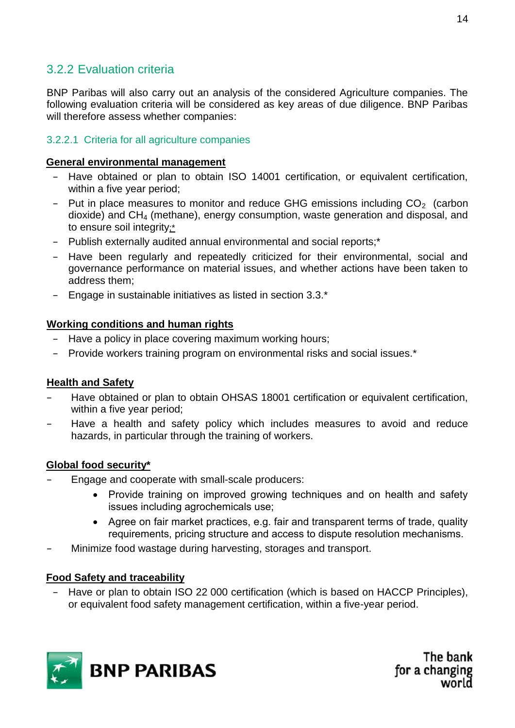### 3.2.2 Evaluation criteria

BNP Paribas will also carry out an analysis of the considered Agriculture companies. The following evaluation criteria will be considered as key areas of due diligence. BNP Paribas will therefore assess whether companies:

#### 3.2.2.1 Criteria for all agriculture companies

**General environmental management**

- Have obtained or plan to obtain ISO 14001 certification, or equivalent certification, within a five year period;
- Put in place measures to monitor and reduce GHG emissions including $CO_2$ (carbon dioxide) and $CH_4$ (methane), energy consumption, waste generation and disposal, and to ensure soil integrity;*
- Publish externally audited annual environmental and social reports;*
- Have been regularly and repeatedly criticized for their environmental, social and governance performance on material issues, and whether actions have been taken to address them;
- Engage in sustainable initiatives as listed in section 3.3.*

**Working conditions and human rights**

- Have a policy in place covering maximum working hours;
- Provide workers training program on environmental risks and social issues.*

**Health and Safety**

- Have obtained or plan to obtain OHSAS 18001 certification or equivalent certification, within a five year period;
- Have a health and safety policy which includes measures to avoid and reduce hazards, in particular through the training of workers.

**Global food security***

- Engage and cooperate with small-scale producers:
  - Provide training on improved growing techniques and on health and safety issues including agrochemicals use;
  - Agree on fair market practices, e.g. fair and transparent terms of trade, quality requirements, pricing structure and access to dispute resolution mechanisms.
- Minimize food wastage during harvesting, storages and transport.

**Food Safety and traceability**

- Have or plan to obtain ISO 22 000 certification (which is based on HACCP Principles), or equivalent food safety management certification, within a five-year period.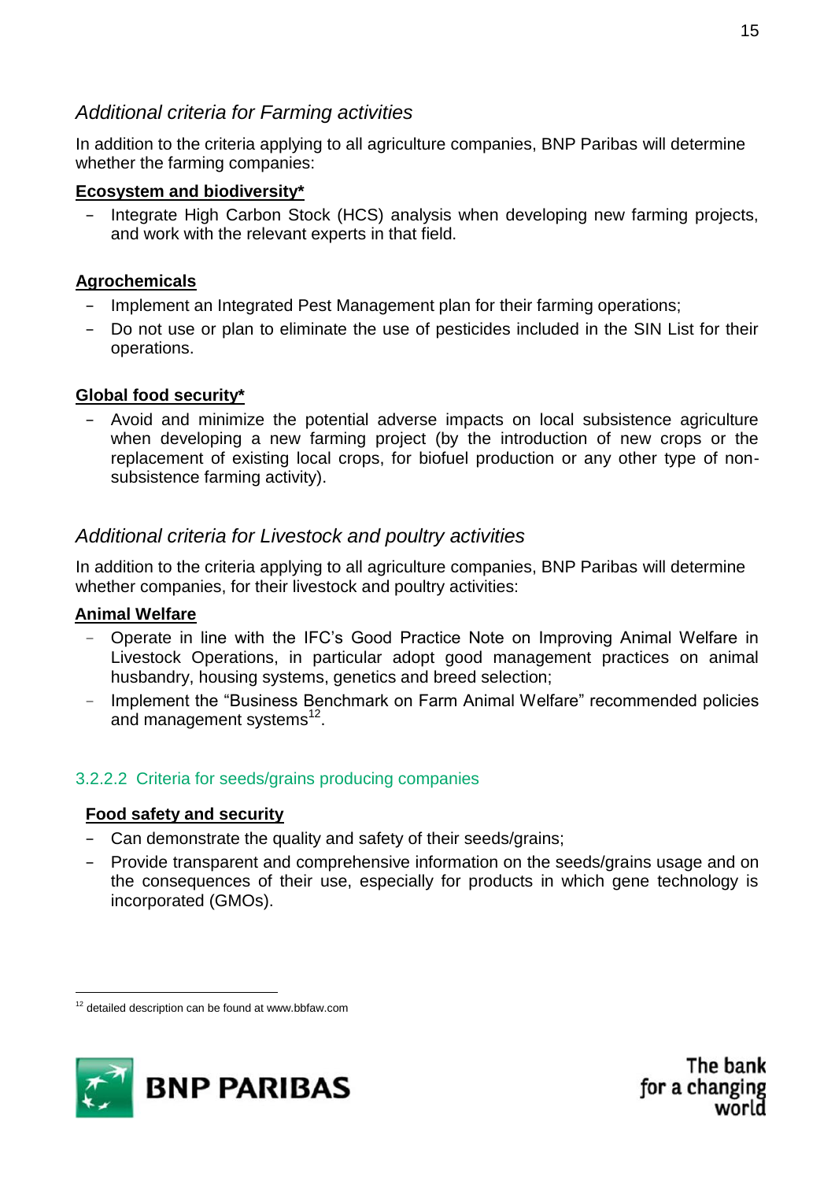### *Additional criteria for Farming activities*

In addition to the criteria applying to all agriculture companies, BNP Paribas will determine whether the farming companies:

**Ecosystem and biodiversity***

- Integrate High Carbon Stock (HCS) analysis when developing new farming projects, and work with the relevant experts in that field.

**Agrochemicals**

- Implement an Integrated Pest Management plan for their farming operations;
- Do not use or plan to eliminate the use of pesticides included in the SIN List for their operations.

**Global food security***

- Avoid and minimize the potential adverse impacts on local subsistence agriculture when developing a new farming project (by the introduction of new crops or the replacement of existing local crops, for biofuel production or any other type of non-subsistence farming activity).

### *Additional criteria for Livestock and poultry activities*

In addition to the criteria applying to all agriculture companies, BNP Paribas will determine whether companies, for their livestock and poultry activities:

**Animal Welfare**

- Operate in line with the IFC's Good Practice Note on Improving Animal Welfare in Livestock Operations, in particular adopt good management practices on animal husbandry, housing systems, genetics and breed selection;
- Implement the "Business Benchmark on Farm Animal Welfare" recommended policies and management systems[12].

#### 3.2.2.2 Criteria for seeds/grains producing companies

**Food safety and security**

- Can demonstrate the quality and safety of their seeds/grains;
- Provide transparent and comprehensive information on the seeds/grains usage and on the consequences of their use, especially for products in which gene technology is incorporated (GMOs).

[12] detailed description can be found at www.bbfaw.com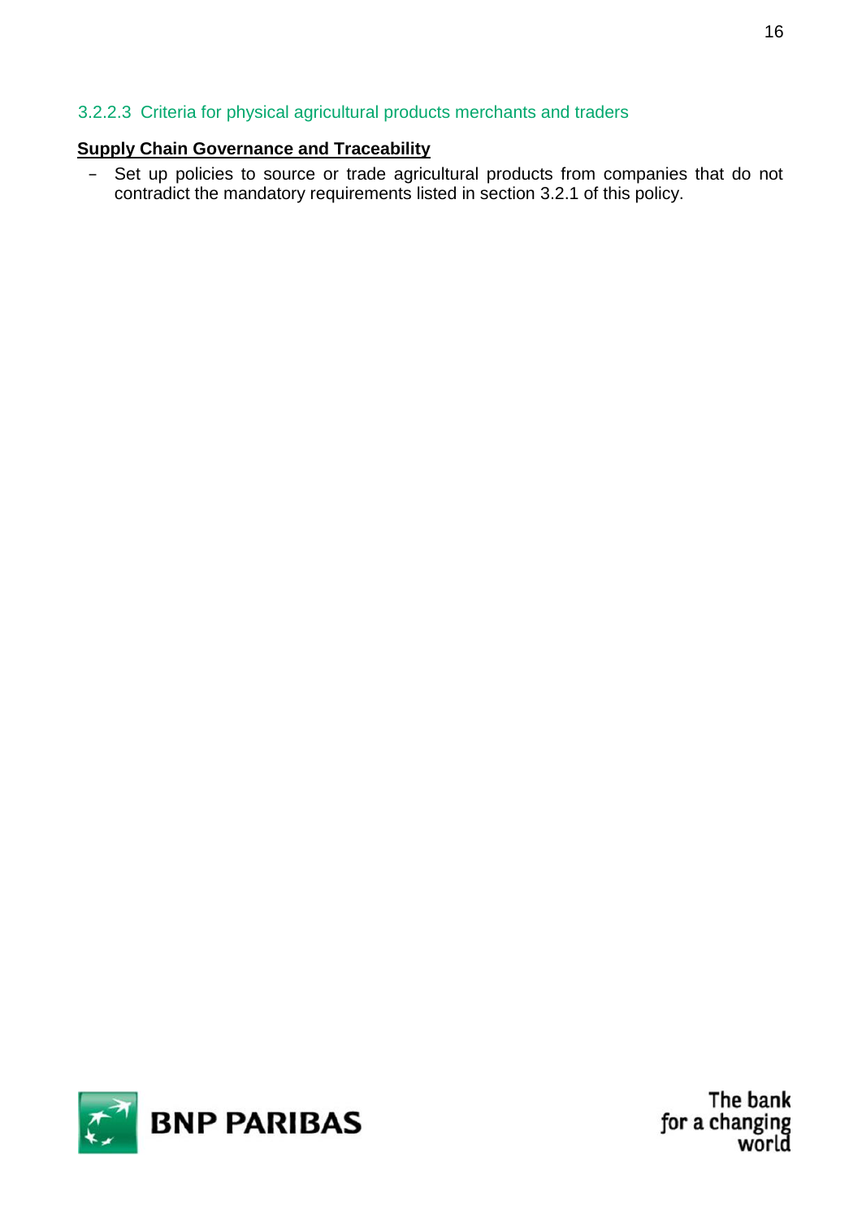#### 3.2.2.3 Criteria for physical agricultural products merchants and traders

**Supply Chain Governance and Traceability**

- Set up policies to source or trade agricultural products from companies that do not contradict the mandatory requirements listed in section 3.2.1 of this policy.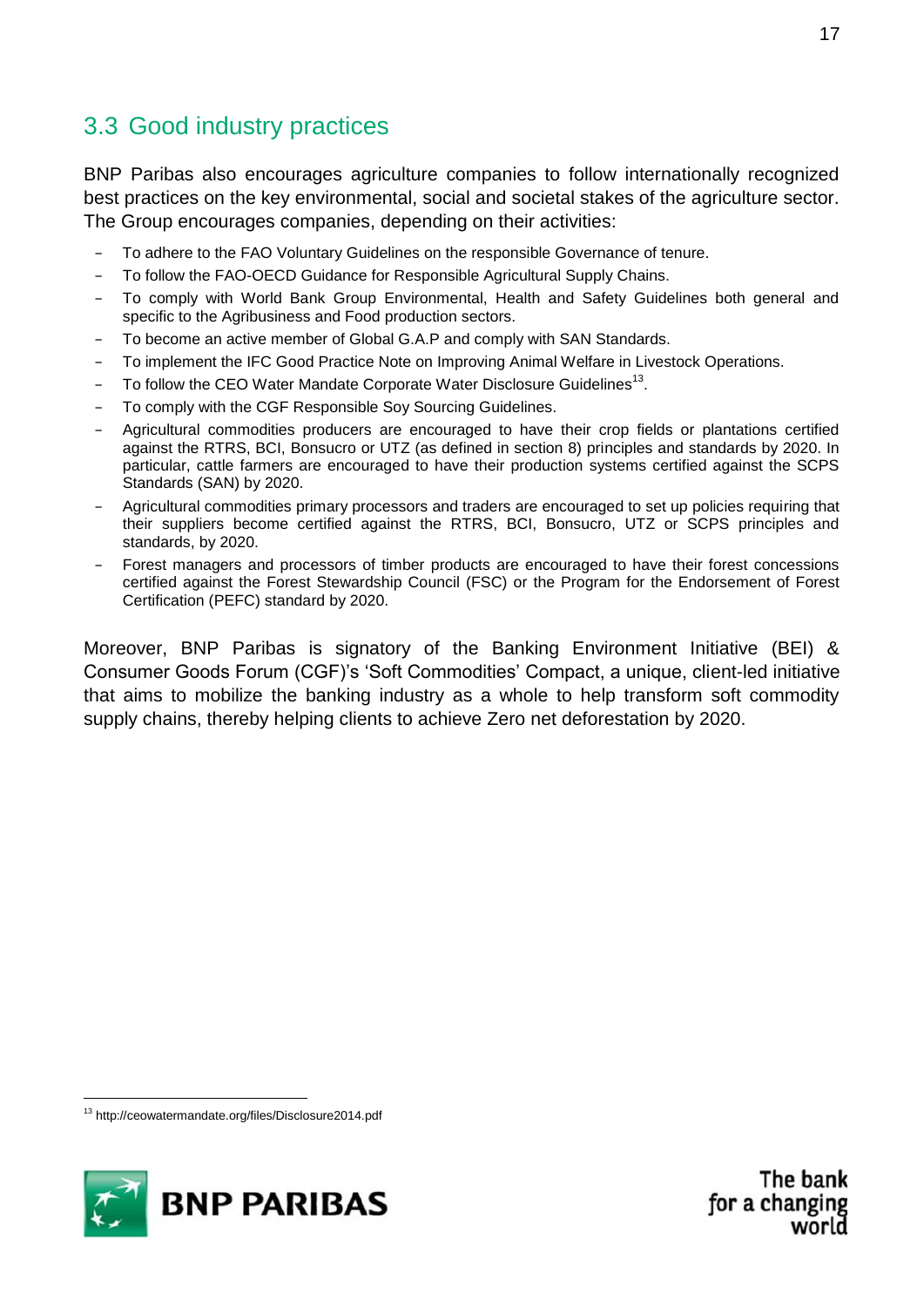## 3.3 Good industry practices

BNP Paribas also encourages agriculture companies to follow internationally recognized best practices on the key environmental, social and societal stakes of the agriculture sector. The Group encourages companies, depending on their activities:

- To adhere to the FAO Voluntary Guidelines on the responsible Governance of tenure.
- To follow the FAO-OECD Guidance for Responsible Agricultural Supply Chains.
- To comply with World Bank Group Environmental, Health and Safety Guidelines both general and specific to the Agribusiness and Food production sectors.
- To become an active member of Global G.A.P and comply with SAN Standards.
- To implement the IFC Good Practice Note on Improving Animal Welfare in Livestock Operations.
- To follow the CEO Water Mandate Corporate Water Disclosure Guidelines[13].
- To comply with the CGF Responsible Soy Sourcing Guidelines.
- Agricultural commodities producers are encouraged to have their crop fields or plantations certified against the RTRS, BCI, Bonsucro or UTZ (as defined in section 8) principles and standards by 2020. In particular, cattle farmers are encouraged to have their production systems certified against the SCPS Standards (SAN) by 2020.
- Agricultural commodities primary processors and traders are encouraged to set up policies requiring that their suppliers become certified against the RTRS, BCI, Bonsucro, UTZ or SCPS principles and standards, by 2020.
- Forest managers and processors of timber products are encouraged to have their forest concessions certified against the Forest Stewardship Council (FSC) or the Program for the Endorsement of Forest Certification (PEFC) standard by 2020.

Moreover, BNP Paribas is signatory of the Banking Environment Initiative (BEI) & Consumer Goods Forum (CGF)'s 'Soft Commodities' Compact, a unique, client-led initiative that aims to mobilize the banking industry as a whole to help transform soft commodity supply chains, thereby helping clients to achieve Zero net deforestation by 2020.

[13] http://ceowatermandate.org/files/Disclosure2014.pdf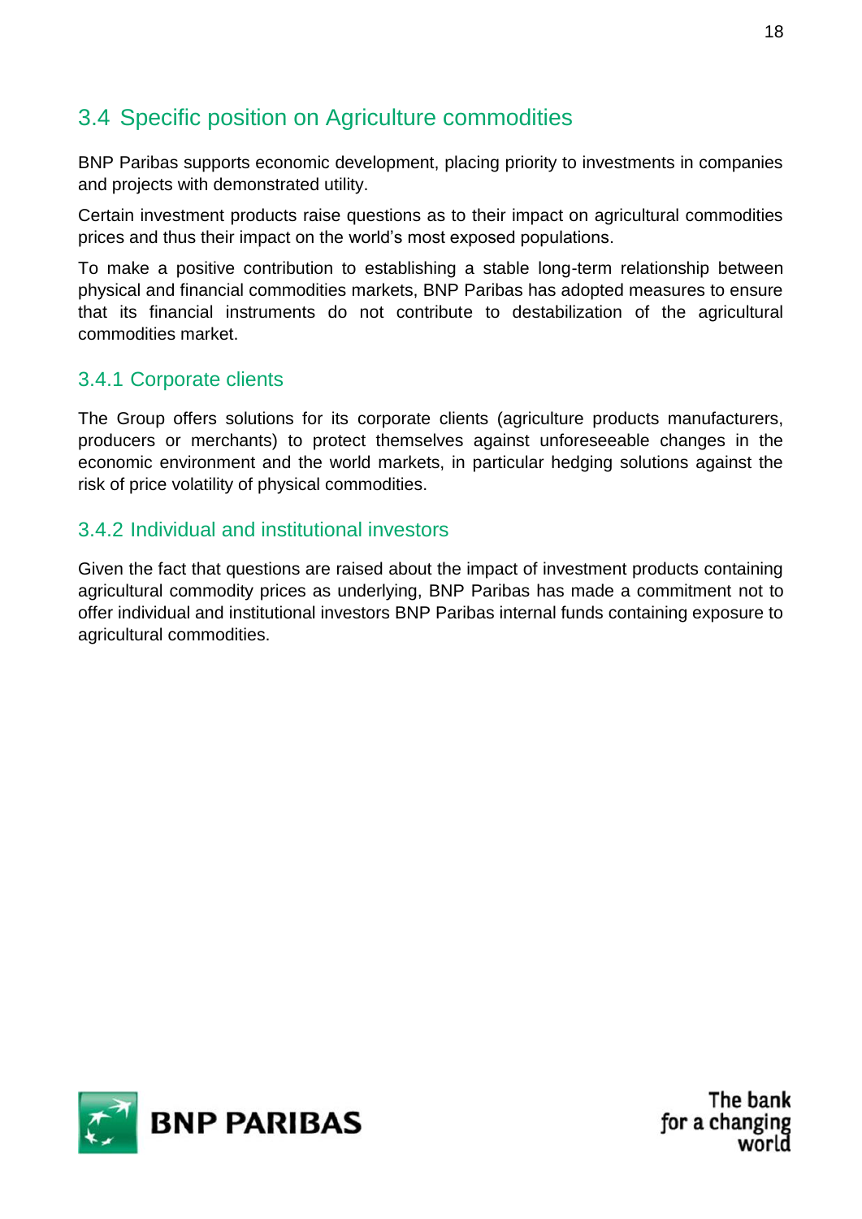## 3.4 Specific position on Agriculture commodities

BNP Paribas supports economic development, placing priority to investments in companies and projects with demonstrated utility.

Certain investment products raise questions as to their impact on agricultural commodities prices and thus their impact on the world's most exposed populations.

To make a positive contribution to establishing a stable long-term relationship between physical and financial commodities markets, BNP Paribas has adopted measures to ensure that its financial instruments do not contribute to destabilization of the agricultural commodities market.

### 3.4.1 Corporate clients

The Group offers solutions for its corporate clients (agriculture products manufacturers, producers or merchants) to protect themselves against unforeseeable changes in the economic environment and the world markets, in particular hedging solutions against the risk of price volatility of physical commodities.

### 3.4.2 Individual and institutional investors

Given the fact that questions are raised about the impact of investment products containing agricultural commodity prices as underlying, BNP Paribas has made a commitment not to offer individual and institutional investors BNP Paribas internal funds containing exposure to agricultural commodities.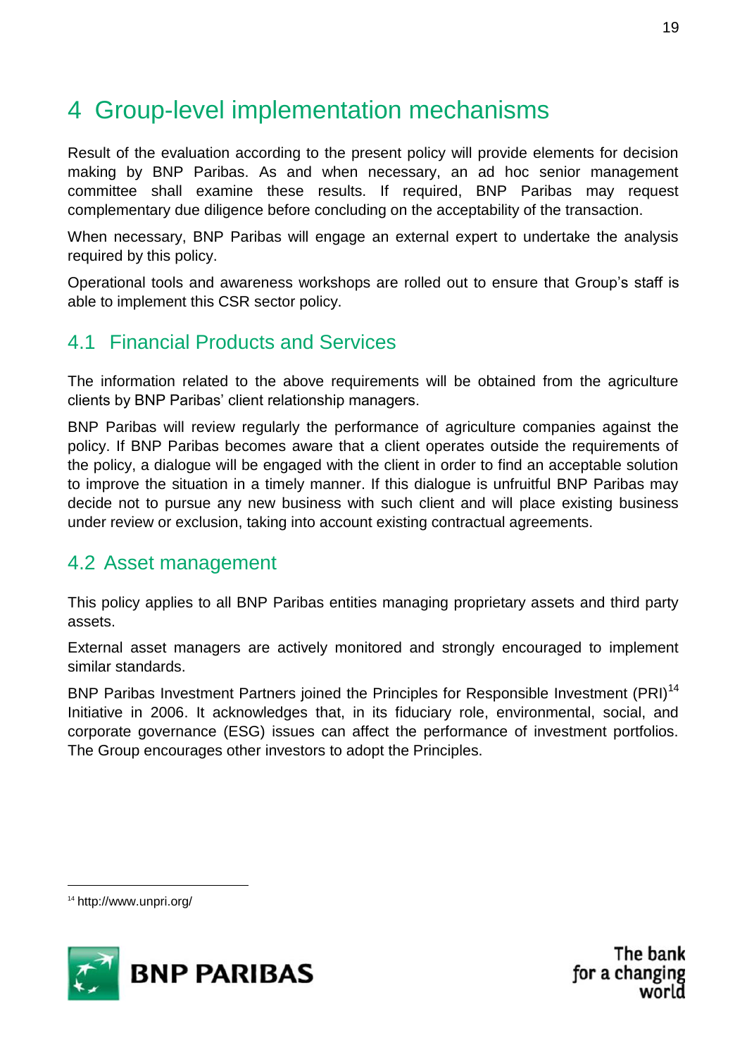# 4 Group-level implementation mechanisms

Result of the evaluation according to the present policy will provide elements for decision making by BNP Paribas. As and when necessary, an ad hoc senior management committee shall examine these results. If required, BNP Paribas may request complementary due diligence before concluding on the acceptability of the transaction.

When necessary, BNP Paribas will engage an external expert to undertake the analysis required by this policy.

Operational tools and awareness workshops are rolled out to ensure that Group's staff is able to implement this CSR sector policy.

## 4.1 Financial Products and Services

The information related to the above requirements will be obtained from the agriculture clients by BNP Paribas' client relationship managers.

BNP Paribas will review regularly the performance of agriculture companies against the policy. If BNP Paribas becomes aware that a client operates outside the requirements of the policy, a dialogue will be engaged with the client in order to find an acceptable solution to improve the situation in a timely manner. If this dialogue is unfruitful BNP Paribas may decide not to pursue any new business with such client and will place existing business under review or exclusion, taking into account existing contractual agreements.

## 4.2 Asset management

This policy applies to all BNP Paribas entities managing proprietary assets and third party assets.

External asset managers are actively monitored and strongly encouraged to implement similar standards.

BNP Paribas Investment Partners joined the Principles for Responsible Investment (PRI)[14] Initiative in 2006. It acknowledges that, in its fiduciary role, environmental, social, and corporate governance (ESG) issues can affect the performance of investment portfolios. The Group encourages other investors to adopt the Principles.

---

[14] http://www.unpri.org/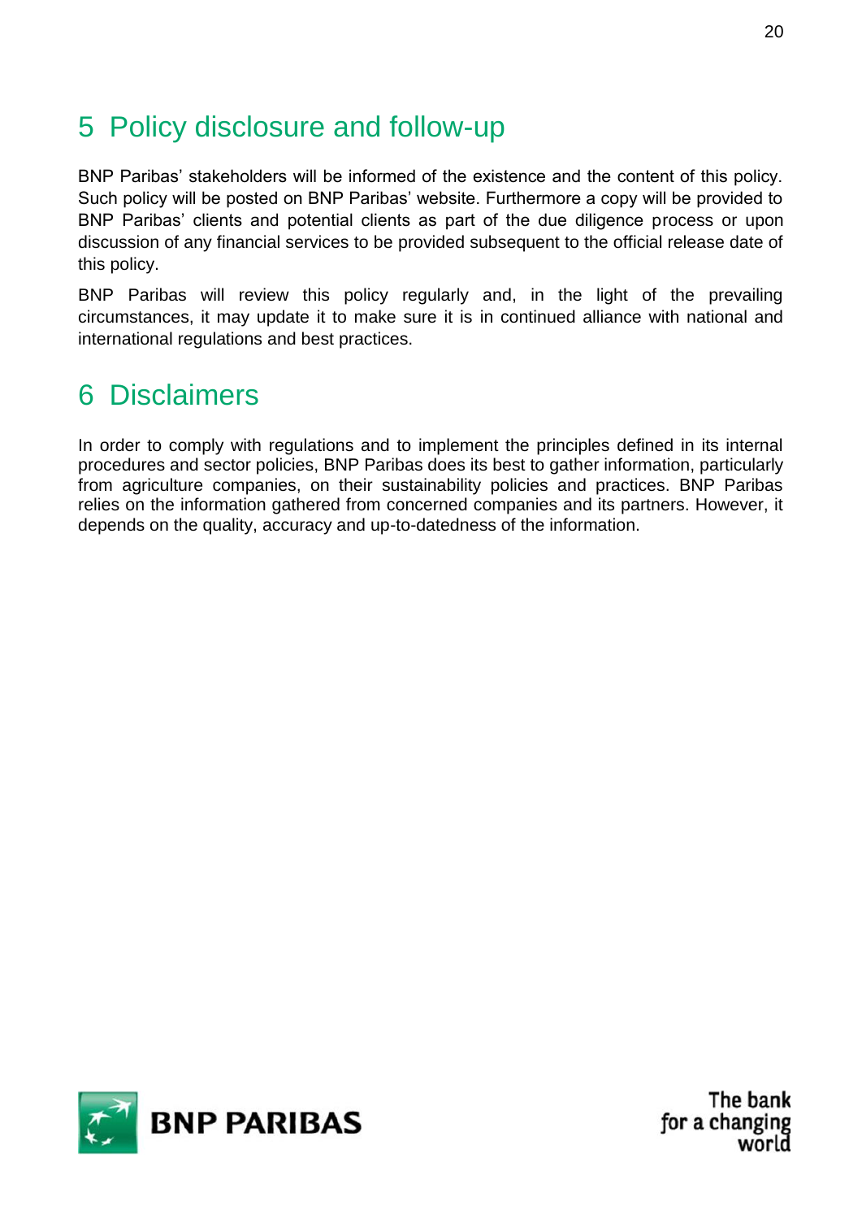# 5 Policy disclosure and follow-up

BNP Paribas' stakeholders will be informed of the existence and the content of this policy. Such policy will be posted on BNP Paribas' website. Furthermore a copy will be provided to BNP Paribas' clients and potential clients as part of the due diligence process or upon discussion of any financial services to be provided subsequent to the official release date of this policy.

BNP Paribas will review this policy regularly and, in the light of the prevailing circumstances, it may update it to make sure it is in continued alliance with national and international regulations and best practices.

# 6 Disclaimers

In order to comply with regulations and to implement the principles defined in its internal procedures and sector policies, BNP Paribas does its best to gather information, particularly from agriculture companies, on their sustainability policies and practices. BNP Paribas relies on the information gathered from concerned companies and its partners. However, it depends on the quality, accuracy and up-to-datedness of the information.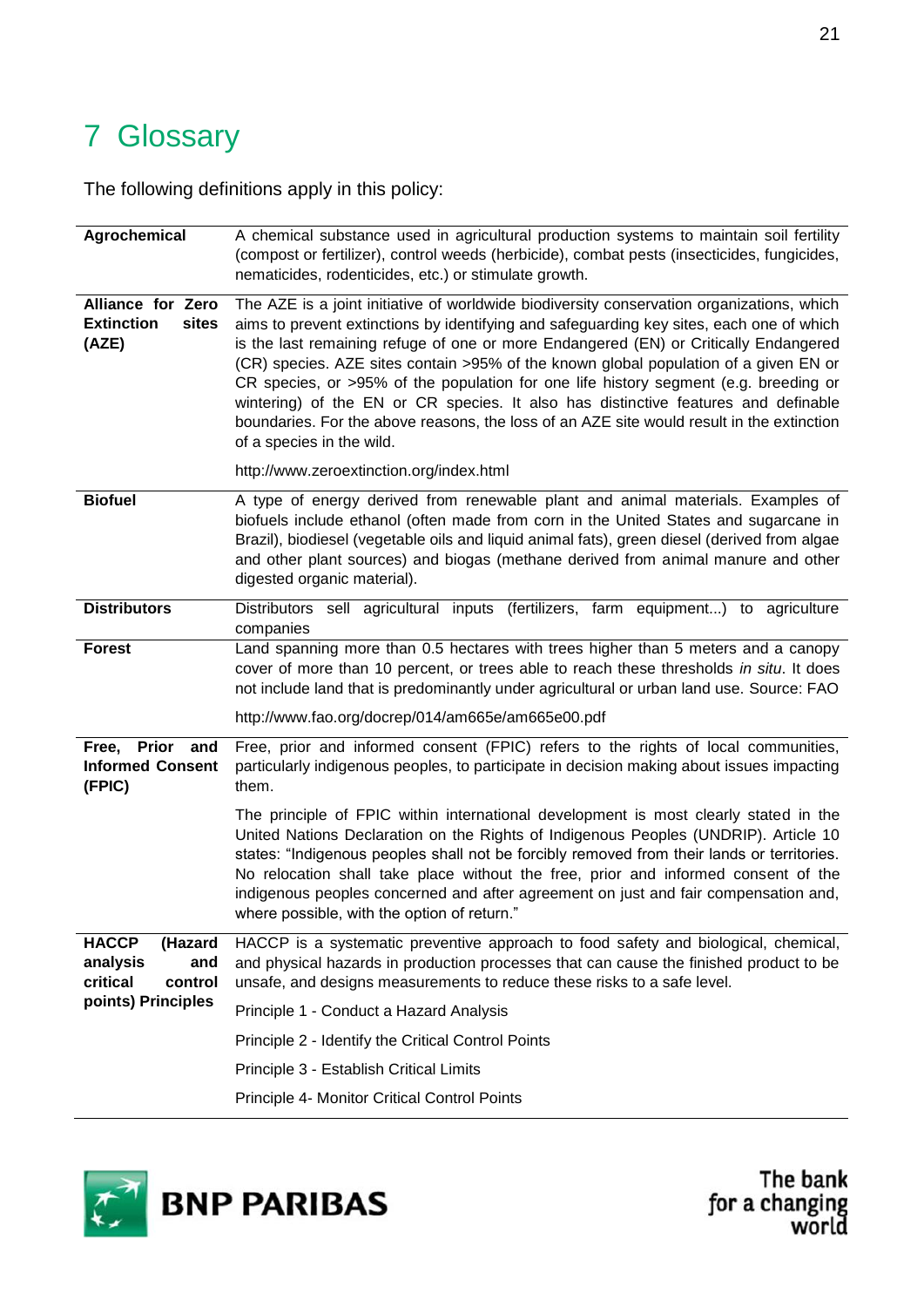# 7 Glossary

The following definitions apply in this policy:

| | |
|---|---|
| **Agrochemical** | A chemical substance used in agricultural production systems to maintain soil fertility (compost or fertilizer), control weeds (herbicide), combat pests (insecticides, fungicides, nematicides, rodenticides, etc.) or stimulate growth. |
| **Alliance for Zero Extinction sites (AZE)** | The AZE is a joint initiative of worldwide biodiversity conservation organizations, which aims to prevent extinctions by identifying and safeguarding key sites, each one of which is the last remaining refuge of one or more Endangered (EN) or Critically Endangered (CR) species. AZE sites contain >95% of the known global population of a given EN or CR species, or >95% of the population for one life history segment (e.g. breeding or wintering) of the EN or CR species. It also has distinctive features and definable boundaries. For the above reasons, the loss of an AZE site would result in the extinction of a species in the wild.<br><br>http://www.zeroextinction.org/index.html |
| **Biofuel** | A type of energy derived from renewable plant and animal materials. Examples of biofuels include ethanol (often made from corn in the United States and sugarcane in Brazil), biodiesel (vegetable oils and liquid animal fats), green diesel (derived from algae and other plant sources) and biogas (methane derived from animal manure and other digested organic material). |
| **Distributors** | Distributors sell agricultural inputs (fertilizers, farm equipment...) to agriculture companies |
| **Forest** | Land spanning more than 0.5 hectares with trees higher than 5 meters and a canopy cover of more than 10 percent, or trees able to reach these thresholds *in situ*. It does not include land that is predominantly under agricultural or urban land use. Source: FAO<br><br>http://www.fao.org/docrep/014/am665e/am665e00.pdf |
| **Free, Prior and Informed Consent (FPIC)** | Free, prior and informed consent (FPIC) refers to the rights of local communities, particularly indigenous peoples, to participate in decision making about issues impacting them.<br><br>The principle of FPIC within international development is most clearly stated in the United Nations Declaration on the Rights of Indigenous Peoples (UNDRIP). Article 10 states: "Indigenous peoples shall not be forcibly removed from their lands or territories. No relocation shall take place without the free, prior and informed consent of the indigenous peoples concerned and after agreement on just and fair compensation and, where possible, with the option of return." |
| **HACCP (Hazard analysis and critical control points) Principles** | HACCP is a systematic preventive approach to food safety and biological, chemical, and physical hazards in production processes that can cause the finished product to be unsafe, and designs measurements to reduce these risks to a safe level.<br><br>Principle 1 - Conduct a Hazard Analysis<br><br>Principle 2 - Identify the Critical Control Points<br><br>Principle 3 - Establish Critical Limits<br><br>Principle 4- Monitor Critical Control Points |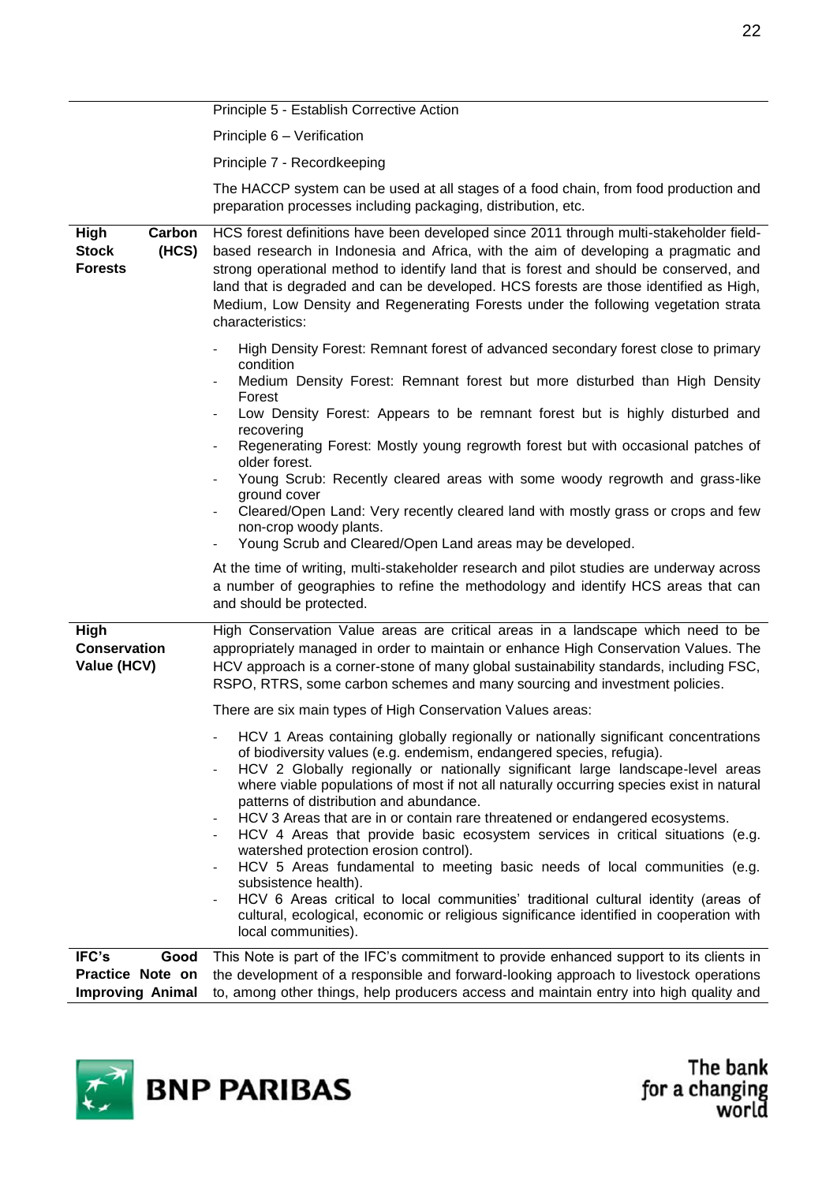| | |
|---|---|
| | Principle 5 - Establish Corrective Action<br><br>Principle 6 – Verification<br><br>Principle 7 - Recordkeeping<br><br>The HACCP system can be used at all stages of a food chain, from food production and preparation processes including packaging, distribution, etc. |
| **High Carbon Stock (HCS) Forests** | HCS forest definitions have been developed since 2011 through multi-stakeholder field-based research in Indonesia and Africa, with the aim of developing a pragmatic and strong operational method to identify land that is forest and should be conserved, and land that is degraded and can be developed. HCS forests are those identified as High, Medium, Low Density and Regenerating Forests under the following vegetation strata characteristics:<br><br>- High Density Forest: Remnant forest of advanced secondary forest close to primary condition<br>- Medium Density Forest: Remnant forest but more disturbed than High Density Forest<br>- Low Density Forest: Appears to be remnant forest but is highly disturbed and recovering<br>- Regenerating Forest: Mostly young regrowth forest but with occasional patches of older forest.<br>- Young Scrub: Recently cleared areas with some woody regrowth and grass-like ground cover<br>- Cleared/Open Land: Very recently cleared land with mostly grass or crops and few non-crop woody plants.<br>- Young Scrub and Cleared/Open Land areas may be developed.<br><br>At the time of writing, multi-stakeholder research and pilot studies are underway across a number of geographies to refine the methodology and identify HCS areas that can and should be protected. |
| **High Conservation Value (HCV)** | High Conservation Value areas are critical areas in a landscape which need to be appropriately managed in order to maintain or enhance High Conservation Values. The HCV approach is a corner-stone of many global sustainability standards, including FSC, RSPO, RTRS, some carbon schemes and many sourcing and investment policies.<br><br>There are six main types of High Conservation Values areas:<br><br>- HCV 1 Areas containing globally regionally or nationally significant concentrations of biodiversity values (e.g. endemism, endangered species, refugia).<br>- HCV 2 Globally regionally or nationally significant large landscape-level areas where viable populations of most if not all naturally occurring species exist in natural patterns of distribution and abundance.<br>- HCV 3 Areas that are in or contain rare threatened or endangered ecosystems.<br>- HCV 4 Areas that provide basic ecosystem services in critical situations (e.g. watershed protection erosion control).<br>- HCV 5 Areas fundamental to meeting basic needs of local communities (e.g. subsistence health).<br>- HCV 6 Areas critical to local communities' traditional cultural identity (areas of cultural, ecological, economic or religious significance identified in cooperation with local communities). |
| **IFC's Good Practice Note on Improving Animal** | This Note is part of the IFC's commitment to provide enhanced support to its clients in the development of a responsible and forward-looking approach to livestock operations to, among other things, help producers access and maintain entry into high quality and |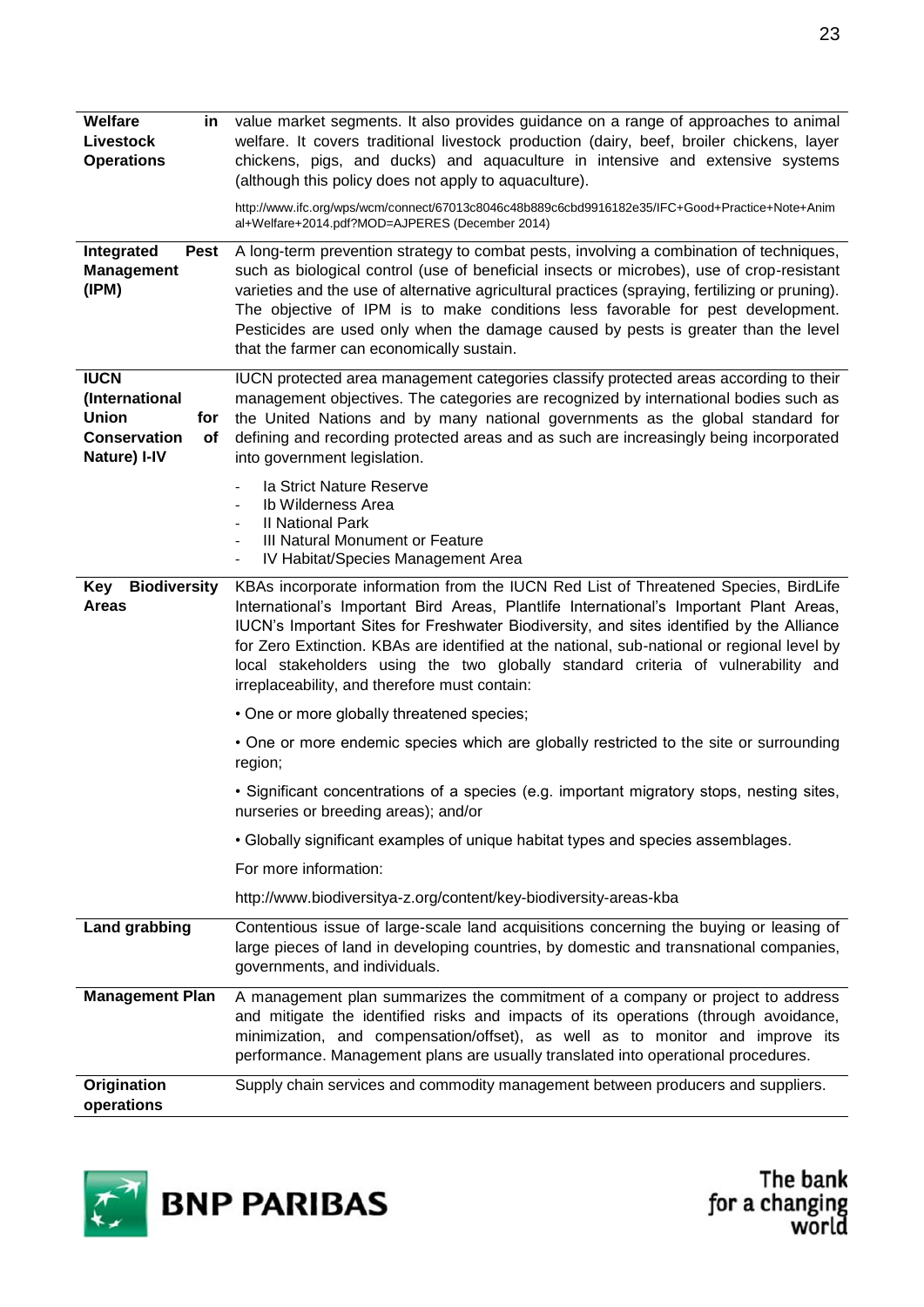| | |
|---|---|
| **Welfare in Livestock Operations** | value market segments. It also provides guidance on a range of approaches to animal welfare. It covers traditional livestock production (dairy, beef, broiler chickens, layer chickens, pigs, and ducks) and aquaculture in intensive and extensive systems (although this policy does not apply to aquaculture).<br><br>http://www.ifc.org/wps/wcm/connect/67013c8046c48b889c6cbd9916182e35/IFC+Good+Practice+Note+Animal+Welfare+2014.pdf?MOD=AJPERES (December 2014) |
| **Integrated Pest Management (IPM)** | A long-term prevention strategy to combat pests, involving a combination of techniques, such as biological control (use of beneficial insects or microbes), use of crop-resistant varieties and the use of alternative agricultural practices (spraying, fertilizing or pruning). The objective of IPM is to make conditions less favorable for pest development. Pesticides are used only when the damage caused by pests is greater than the level that the farmer can economically sustain. |
| **IUCN (International Union for Conservation of Nature) I-IV** | IUCN protected area management categories classify protected areas according to their management objectives. The categories are recognized by international bodies such as the United Nations and by many national governments as the global standard for defining and recording protected areas and as such are increasingly being incorporated into government legislation.<br><br>- Ia Strict Nature Reserve<br>- Ib Wilderness Area<br>- II National Park<br>- III Natural Monument or Feature<br>- IV Habitat/Species Management Area |
| **Key Biodiversity Areas** | KBAs incorporate information from the IUCN Red List of Threatened Species, BirdLife International's Important Bird Areas, Plantlife International's Important Plant Areas, IUCN's Important Sites for Freshwater Biodiversity, and sites identified by the Alliance for Zero Extinction. KBAs are identified at the national, sub-national or regional level by local stakeholders using the two globally standard criteria of vulnerability and irreplaceability, and therefore must contain:<br><br>• One or more globally threatened species;<br><br>• One or more endemic species which are globally restricted to the site or surrounding region;<br><br>• Significant concentrations of a species (e.g. important migratory stops, nesting sites, nurseries or breeding areas); and/or<br><br>• Globally significant examples of unique habitat types and species assemblages.<br><br>For more information:<br><br>http://www.biodiversitya-z.org/content/key-biodiversity-areas-kba |
| **Land grabbing** | Contentious issue of large-scale land acquisitions concerning the buying or leasing of large pieces of land in developing countries, by domestic and transnational companies, governments, and individuals. |
| **Management Plan** | A management plan summarizes the commitment of a company or project to address and mitigate the identified risks and impacts of its operations (through avoidance, minimization, and compensation/offset), as well as to monitor and improve its performance. Management plans are usually translated into operational procedures. |
| **Origination operations** | Supply chain services and commodity management between producers and suppliers. |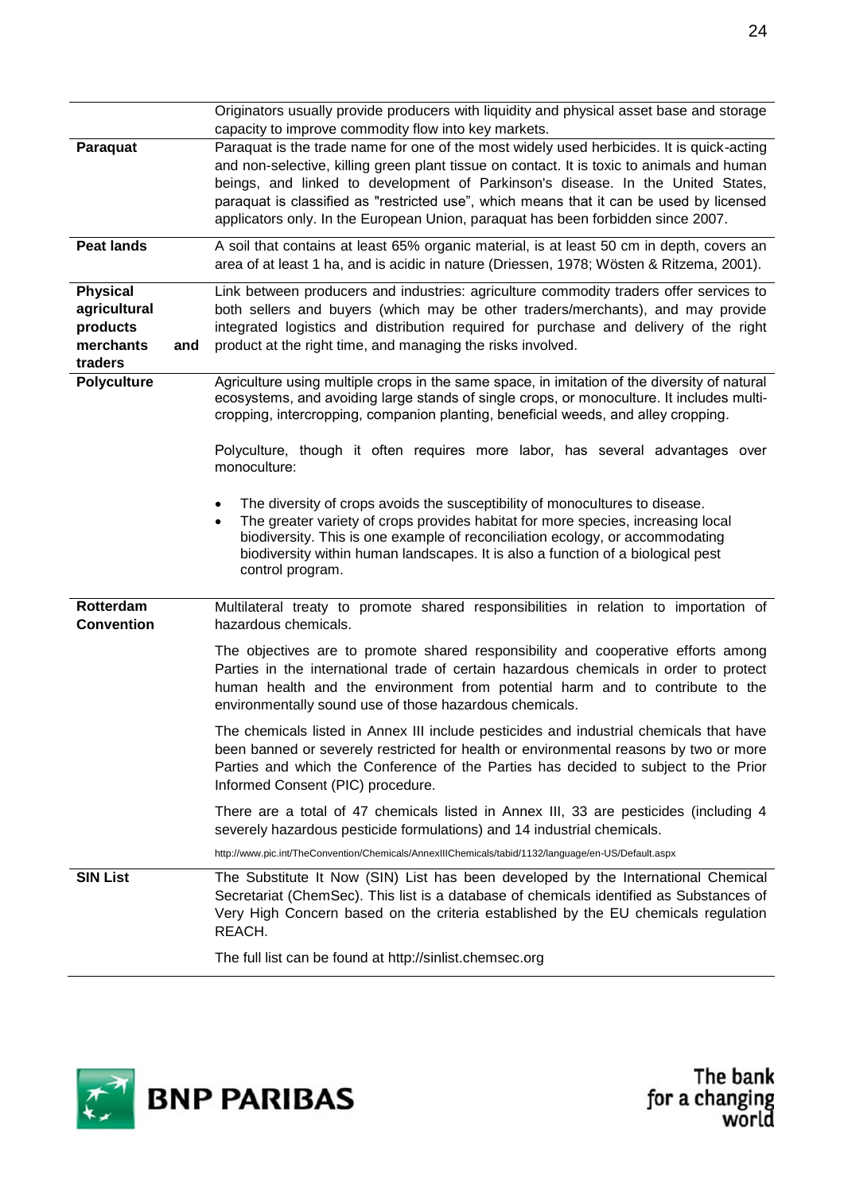| | |
|---|---|
| | Originators usually provide producers with liquidity and physical asset base and storage capacity to improve commodity flow into key markets. |
| **Paraquat** | Paraquat is the trade name for one of the most widely used herbicides. It is quick-acting and non-selective, killing green plant tissue on contact. It is toxic to animals and human beings, and linked to development of Parkinson's disease. In the United States, paraquat is classified as "restricted use", which means that it can be used by licensed applicators only. In the European Union, paraquat has been forbidden since 2007. |
| **Peat lands** | A soil that contains at least 65% organic material, is at least 50 cm in depth, covers an area of at least 1 ha, and is acidic in nature (Driessen, 1978; Wösten & Ritzema, 2001). |
| **Physical agricultural products merchants and traders** | Link between producers and industries: agriculture commodity traders offer services to both sellers and buyers (which may be other traders/merchants), and may provide integrated logistics and distribution required for purchase and delivery of the right product at the right time, and managing the risks involved. |
| **Polyculture** | Agriculture using multiple crops in the same space, in imitation of the diversity of natural ecosystems, and avoiding large stands of single crops, or monoculture. It includes multi-cropping, intercropping, companion planting, beneficial weeds, and alley cropping.<br><br>Polyculture, though it often requires more labor, has several advantages over monoculture:<br><br>• The diversity of crops avoids the susceptibility of monocultures to disease.<br>• The greater variety of crops provides habitat for more species, increasing local biodiversity. This is one example of reconciliation ecology, or accommodating biodiversity within human landscapes. It is also a function of a biological pest control program. |
| **Rotterdam Convention** | Multilateral treaty to promote shared responsibilities in relation to importation of hazardous chemicals.<br><br>The objectives are to promote shared responsibility and cooperative efforts among Parties in the international trade of certain hazardous chemicals in order to protect human health and the environment from potential harm and to contribute to the environmentally sound use of those hazardous chemicals.<br><br>The chemicals listed in Annex III include pesticides and industrial chemicals that have been banned or severely restricted for health or environmental reasons by two or more Parties and which the Conference of the Parties has decided to subject to the Prior Informed Consent (PIC) procedure.<br><br>There are a total of 47 chemicals listed in Annex III, 33 are pesticides (including 4 severely hazardous pesticide formulations) and 14 industrial chemicals.<br><br>http://www.pic.int/TheConvention/Chemicals/AnnexIIIChemicals/tabid/1132/language/en-US/Default.aspx |
| **SIN List** | The Substitute It Now (SIN) List has been developed by the International Chemical Secretariat (ChemSec). This list is a database of chemicals identified as Substances of Very High Concern based on the criteria established by the EU chemicals regulation REACH.<br><br>The full list can be found at http://sinlist.chemsec.org |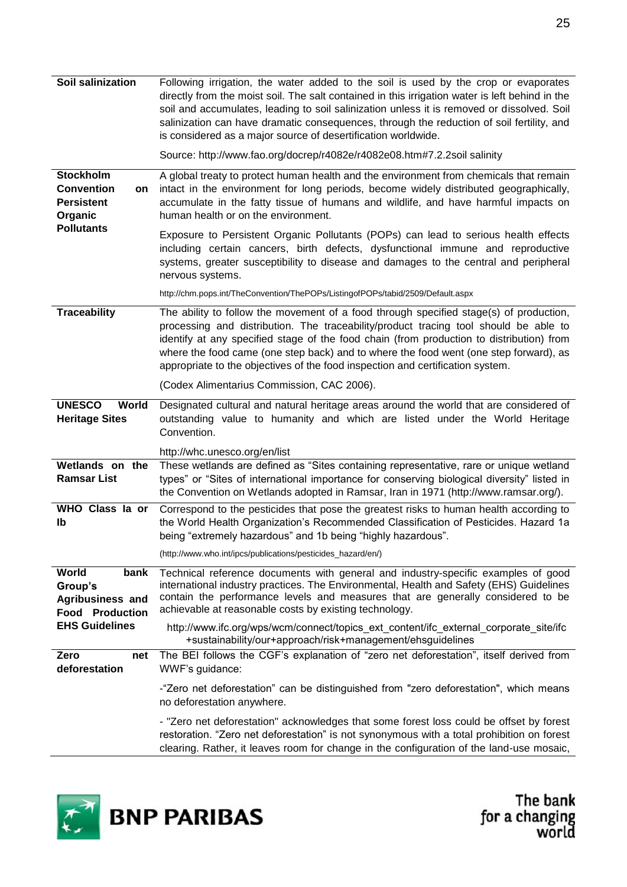| | |
|---|---|
| **Soil salinization** | Following irrigation, the water added to the soil is used by the crop or evaporates directly from the moist soil. The salt contained in this irrigation water is left behind in the soil and accumulates, leading to soil salinization unless it is removed or dissolved. Soil salinization can have dramatic consequences, through the reduction of soil fertility, and is considered as a major source of desertification worldwide.<br><br>Source: http://www.fao.org/docrep/r4082e/r4082e08.htm#7.2.2soil salinity |
| **Stockholm Convention on Persistent Organic Pollutants** | A global treaty to protect human health and the environment from chemicals that remain intact in the environment for long periods, become widely distributed geographically, accumulate in the fatty tissue of humans and wildlife, and have harmful impacts on human health or on the environment.<br><br>Exposure to Persistent Organic Pollutants (POPs) can lead to serious health effects including certain cancers, birth defects, dysfunctional immune and reproductive systems, greater susceptibility to disease and damages to the central and peripheral nervous systems.<br><br>http://chm.pops.int/TheConvention/ThePOPs/ListingofPOPs/tabid/2509/Default.aspx |
| **Traceability** | The ability to follow the movement of a food through specified stage(s) of production, processing and distribution. The traceability/product tracing tool should be able to identify at any specified stage of the food chain (from production to distribution) from where the food came (one step back) and to where the food went (one step forward), as appropriate to the objectives of the food inspection and certification system.<br><br>(Codex Alimentarius Commission, CAC 2006). |
| **UNESCO World Heritage Sites** | Designated cultural and natural heritage areas around the world that are considered of outstanding value to humanity and which are listed under the World Heritage Convention.<br><br>http://whc.unesco.org/en/list |
| **Wetlands on the Ramsar List** | These wetlands are defined as "Sites containing representative, rare or unique wetland types" or "Sites of international importance for conserving biological diversity" listed in the Convention on Wetlands adopted in Ramsar, Iran in 1971 (http://www.ramsar.org/). |
| **WHO Class Ia or Ib** | Correspond to the pesticides that pose the greatest risks to human health according to the World Health Organization's Recommended Classification of Pesticides. Hazard 1a being "extremely hazardous" and 1b being "highly hazardous".<br><br>(http://www.who.int/ipcs/publications/pesticides_hazard/en/) |
| **World bank Group's Agribusiness and Food Production EHS Guidelines** | Technical reference documents with general and industry-specific examples of good international industry practices. The Environmental, Health and Safety (EHS) Guidelines contain the performance levels and measures that are generally considered to be achievable at reasonable costs by existing technology.<br><br>http://www.ifc.org/wps/wcm/connect/topics_ext_content/ifc_external_corporate_site/ifc+sustainability/our+approach/risk+management/ehsguidelines |
| **Zero net deforestation** | The BEI follows the CGF's explanation of "zero net deforestation", itself derived from WWF's guidance:<br><br>-"Zero net deforestation" can be distinguished from "zero deforestation", which means no deforestation anywhere.<br><br>- "Zero net deforestation" acknowledges that some forest loss could be offset by forest restoration. "Zero net deforestation" is not synonymous with a total prohibition on forest clearing. Rather, it leaves room for change in the configuration of the land-use mosaic, |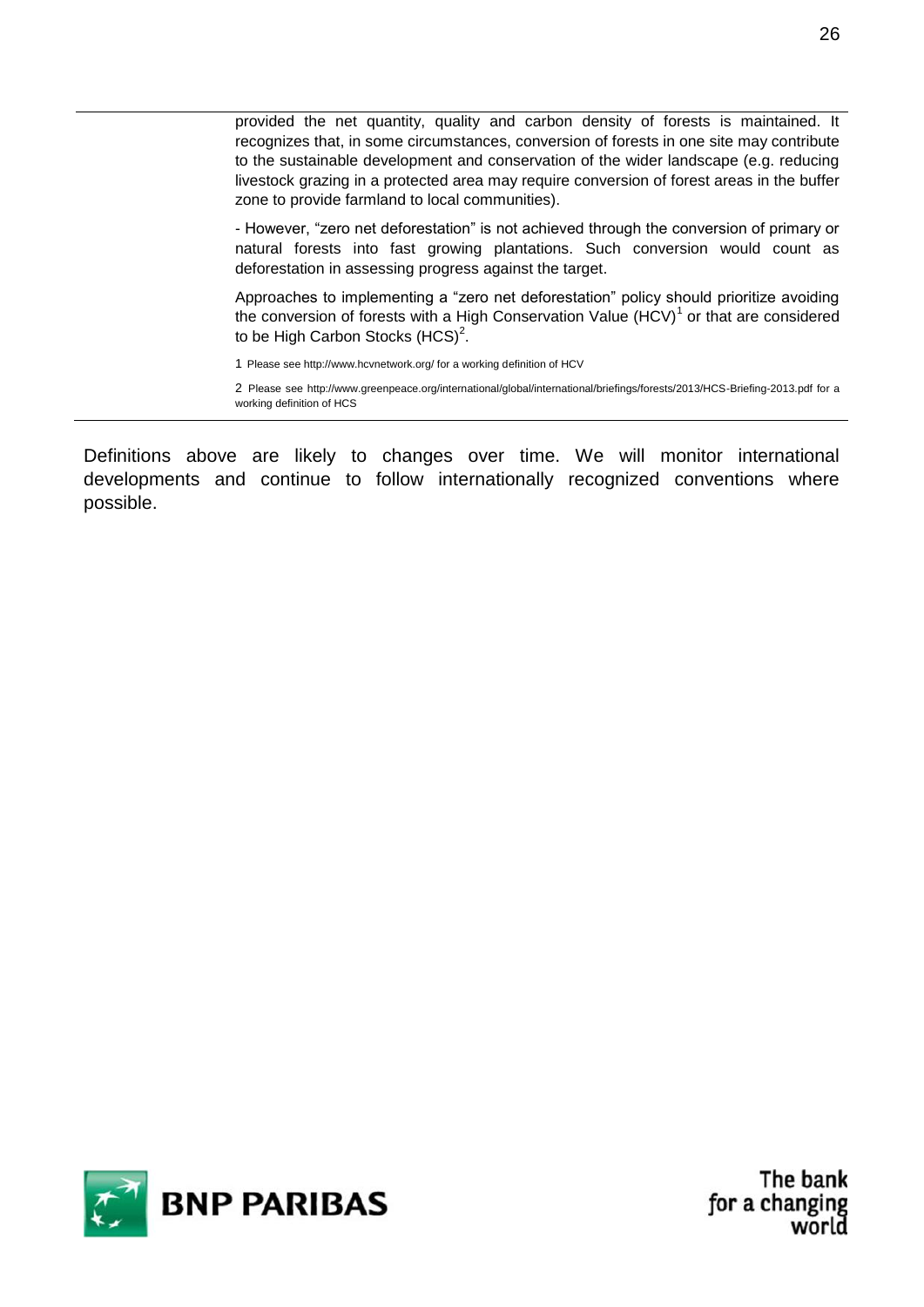provided the net quantity, quality and carbon density of forests is maintained. It recognizes that, in some circumstances, conversion of forests in one site may contribute to the sustainable development and conservation of the wider landscape (e.g. reducing livestock grazing in a protected area may require conversion of forest areas in the buffer zone to provide farmland to local communities).

- However, "zero net deforestation" is not achieved through the conversion of primary or natural forests into fast growing plantations. Such conversion would count as deforestation in assessing progress against the target.

Approaches to implementing a "zero net deforestation" policy should prioritize avoiding the conversion of forests with a High Conservation Value (HCV)[1] or that are considered to be High Carbon Stocks (HCS)[2].

1 Please see http://www.hcvnetwork.org/ for a working definition of HCV

2 Please see http://www.greenpeace.org/international/global/international/briefings/forests/2013/HCS-Briefing-2013.pdf for a working definition of HCS

Definitions above are likely to changes over time. We will monitor international developments and continue to follow internationally recognized conventions where possible.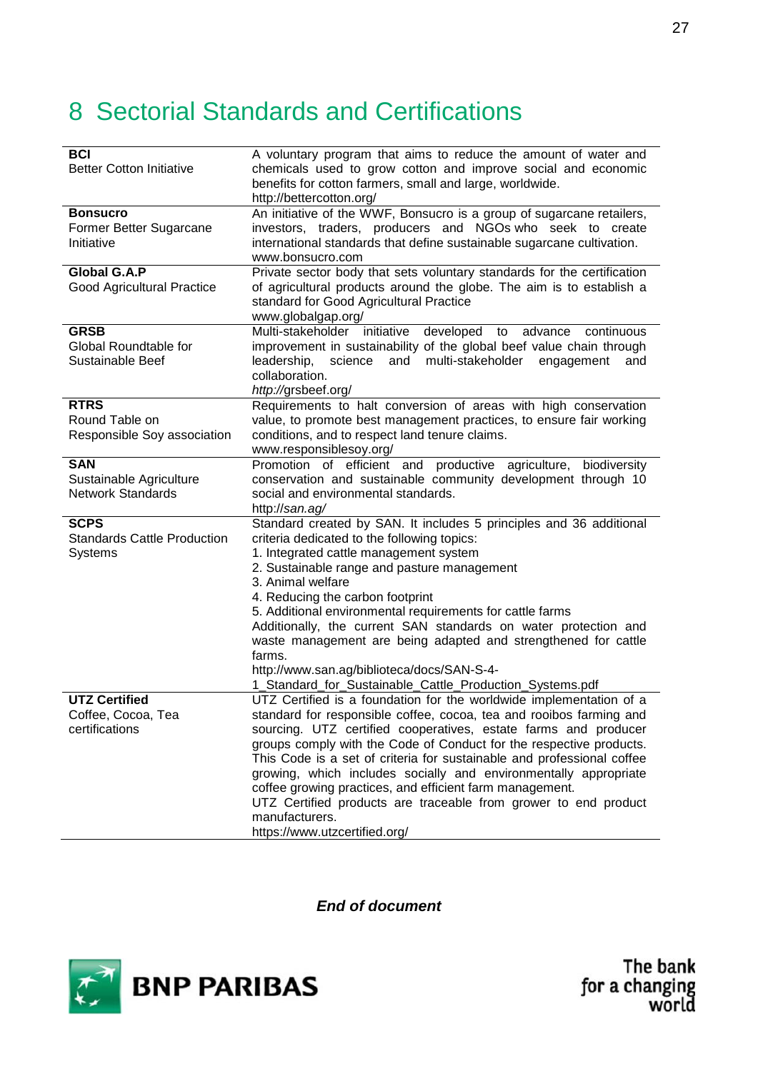# 8 Sectorial Standards and Certifications

| | |
|---|---|
| **BCI**<br>Better Cotton Initiative | A voluntary program that aims to reduce the amount of water and chemicals used to grow cotton and improve social and economic benefits for cotton farmers, small and large, worldwide.<br>http://bettercotton.org/ |
| **Bonsucro**<br>Former Better Sugarcane Initiative | An initiative of the WWF, Bonsucro is a group of sugarcane retailers, investors, traders, producers and NGOs who seek to create international standards that define sustainable sugarcane cultivation.<br>www.bonsucro.com |
| **Global G.A.P**<br>Good Agricultural Practice | Private sector body that sets voluntary standards for the certification of agricultural products around the globe. The aim is to establish a standard for Good Agricultural Practice<br>www.globalgap.org/ |
| **GRSB**<br>Global Roundtable for Sustainable Beef | Multi-stakeholder initiative developed to advance continuous improvement in sustainability of the global beef value chain through leadership, science and multi-stakeholder engagement and collaboration.<br>*http://*grsbeef.org/ |
| **RTRS**<br>Round Table on Responsible Soy association | Requirements to halt conversion of areas with high conservation value, to promote best management practices, to ensure fair working conditions, and to respect land tenure claims.<br>www.responsiblesoy.org/ |
| **SAN**<br>Sustainable Agriculture Network Standards | Promotion of efficient and productive agriculture, biodiversity conservation and sustainable community development through 10 social and environmental standards.<br>http://*san.ag/* |
| **SCPS**<br>Standards Cattle Production Systems | Standard created by SAN. It includes 5 principles and 36 additional criteria dedicated to the following topics:<br>1. Integrated cattle management system<br>2. Sustainable range and pasture management<br>3. Animal welfare<br>4. Reducing the carbon footprint<br>5. Additional environmental requirements for cattle farms<br>Additionally, the current SAN standards on water protection and waste management are being adapted and strengthened for cattle farms.<br>http://www.san.ag/biblioteca/docs/SAN-S-4-1_Standard_for_Sustainable_Cattle_Production_Systems.pdf |
| **UTZ Certified**<br>Coffee, Cocoa, Tea certifications | UTZ Certified is a foundation for the worldwide implementation of a standard for responsible coffee, cocoa, tea and rooibos farming and sourcing. UTZ certified cooperatives, estate farms and producer groups comply with the Code of Conduct for the respective products. This Code is a set of criteria for sustainable and professional coffee growing, which includes socially and environmentally appropriate coffee growing practices, and efficient farm management.<br>UTZ Certified products are traceable from grower to end product manufacturers.<br>https://www.utzcertified.org/ |

***End of document***

BNP PARIBAS

The bank for a changing world